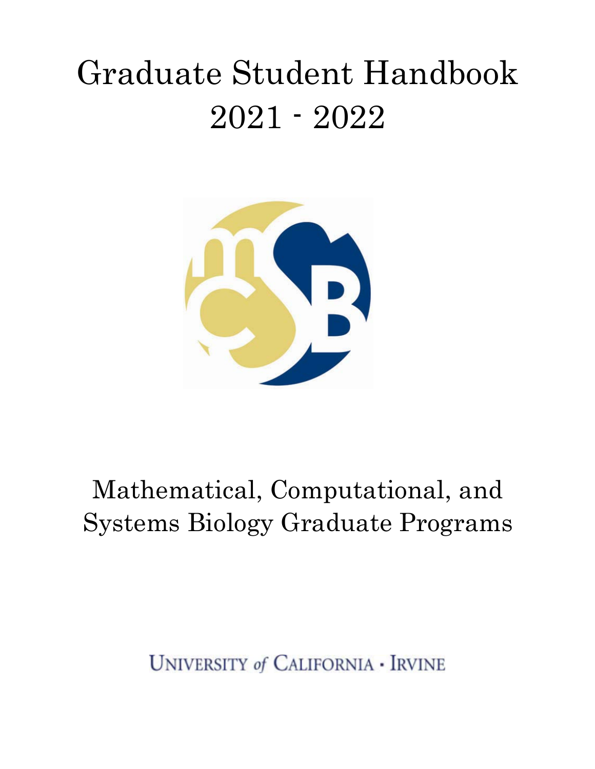# Graduate Student Handbook 2021 - 2022

Mathematical, Computational, and Systems Biology Graduate Programs

UNIVERSITY of CALIFORNIA • IRVINE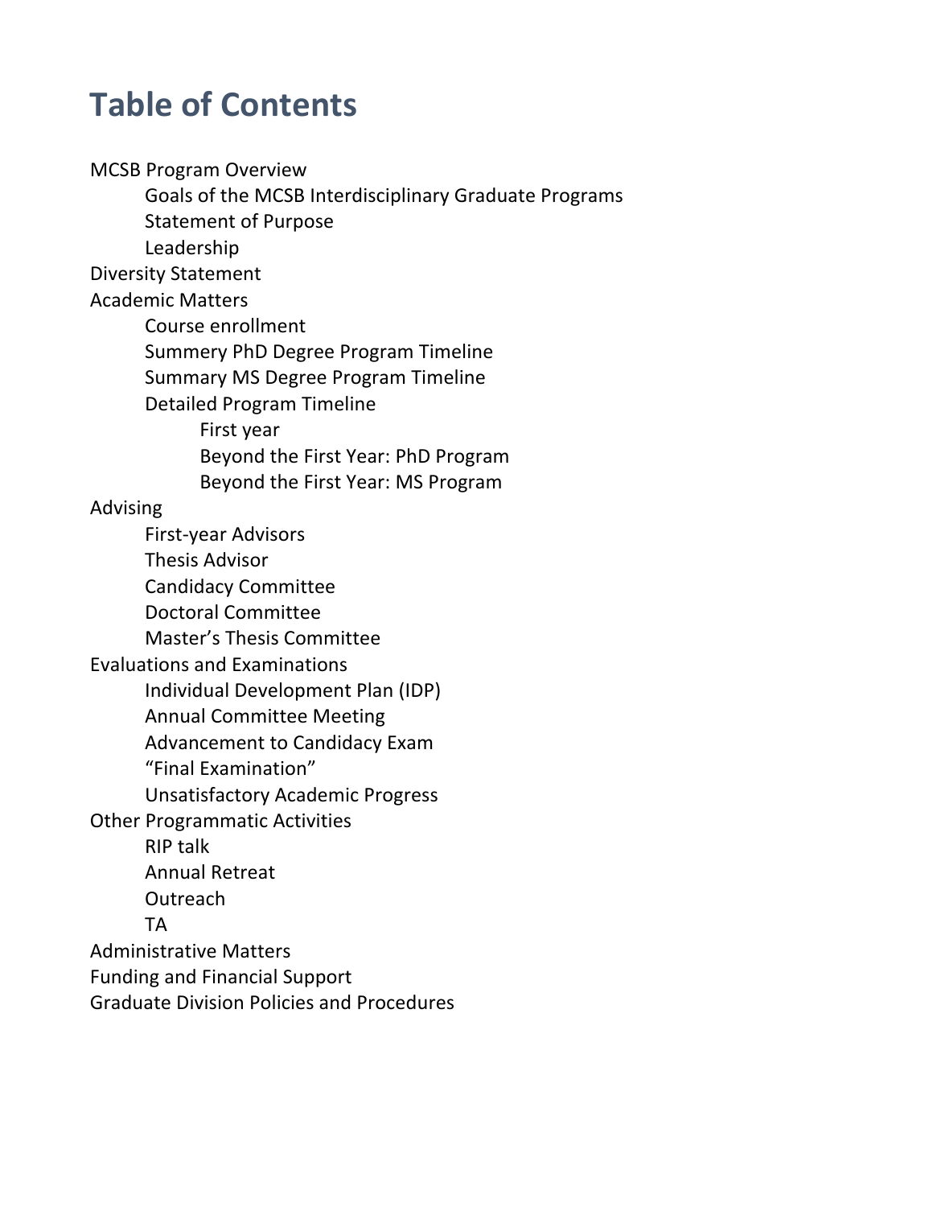# Table of Contents

- MCSB Program Overview
  - Goals of the MCSB Interdisciplinary Graduate Programs
  - Statement of Purpose
  - Leadership
- Diversity Statement
- Academic Matters
  - Course enrollment
  - Summery PhD Degree Program Timeline
  - Summary MS Degree Program Timeline
  - Detailed Program Timeline
    - First year
    - Beyond the First Year: PhD Program
    - Beyond the First Year: MS Program
- Advising
  - First-year Advisors
  - Thesis Advisor
  - Candidacy Committee
  - Doctoral Committee
  - Master's Thesis Committee
- Evaluations and Examinations
  - Individual Development Plan (IDP)
  - Annual Committee Meeting
  - Advancement to Candidacy Exam
  - "Final Examination"
  - Unsatisfactory Academic Progress
- Other Programmatic Activities
  - RIP talk
  - Annual Retreat
  - Outreach
  - TA
- Administrative Matters
- Funding and Financial Support
- Graduate Division Policies and Procedures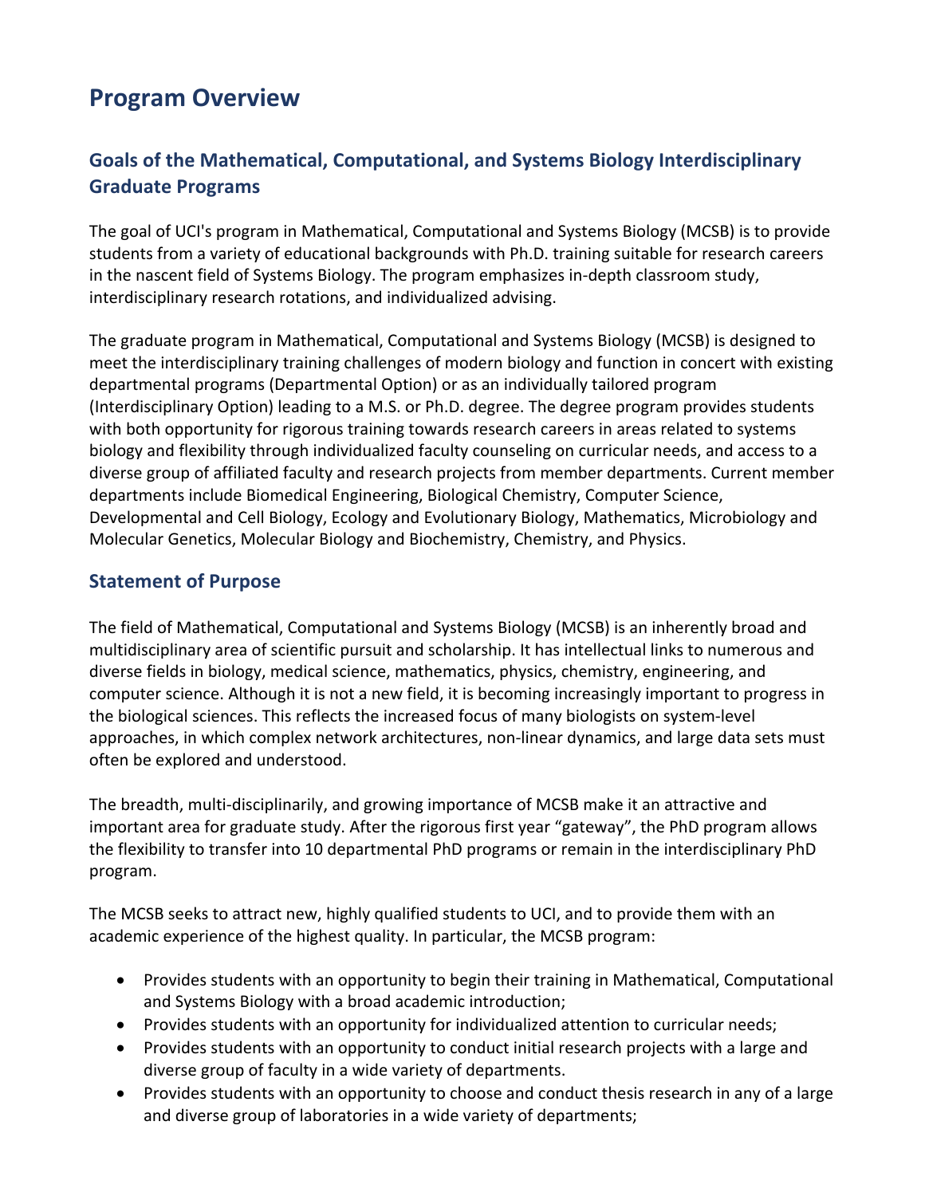# Program Overview

## Goals of the Mathematical, Computational, and Systems Biology Interdisciplinary Graduate Programs

The goal of UCI's program in Mathematical, Computational and Systems Biology (MCSB) is to provide students from a variety of educational backgrounds with Ph.D. training suitable for research careers in the nascent field of Systems Biology. The program emphasizes in-depth classroom study, interdisciplinary research rotations, and individualized advising.

The graduate program in Mathematical, Computational and Systems Biology (MCSB) is designed to meet the interdisciplinary training challenges of modern biology and function in concert with existing departmental programs (Departmental Option) or as an individually tailored program (Interdisciplinary Option) leading to a M.S. or Ph.D. degree. The degree program provides students with both opportunity for rigorous training towards research careers in areas related to systems biology and flexibility through individualized faculty counseling on curricular needs, and access to a diverse group of affiliated faculty and research projects from member departments. Current member departments include Biomedical Engineering, Biological Chemistry, Computer Science, Developmental and Cell Biology, Ecology and Evolutionary Biology, Mathematics, Microbiology and Molecular Genetics, Molecular Biology and Biochemistry, Chemistry, and Physics.

## Statement of Purpose

The field of Mathematical, Computational and Systems Biology (MCSB) is an inherently broad and multidisciplinary area of scientific pursuit and scholarship. It has intellectual links to numerous and diverse fields in biology, medical science, mathematics, physics, chemistry, engineering, and computer science. Although it is not a new field, it is becoming increasingly important to progress in the biological sciences. This reflects the increased focus of many biologists on system-level approaches, in which complex network architectures, non-linear dynamics, and large data sets must often be explored and understood.

The breadth, multi-disciplinarily, and growing importance of MCSB make it an attractive and important area for graduate study. After the rigorous first year "gateway", the PhD program allows the flexibility to transfer into 10 departmental PhD programs or remain in the interdisciplinary PhD program.

The MCSB seeks to attract new, highly qualified students to UCI, and to provide them with an academic experience of the highest quality. In particular, the MCSB program:

- Provides students with an opportunity to begin their training in Mathematical, Computational and Systems Biology with a broad academic introduction;
- Provides students with an opportunity for individualized attention to curricular needs;
- Provides students with an opportunity to conduct initial research projects with a large and diverse group of faculty in a wide variety of departments.
- Provides students with an opportunity to choose and conduct thesis research in any of a large and diverse group of laboratories in a wide variety of departments;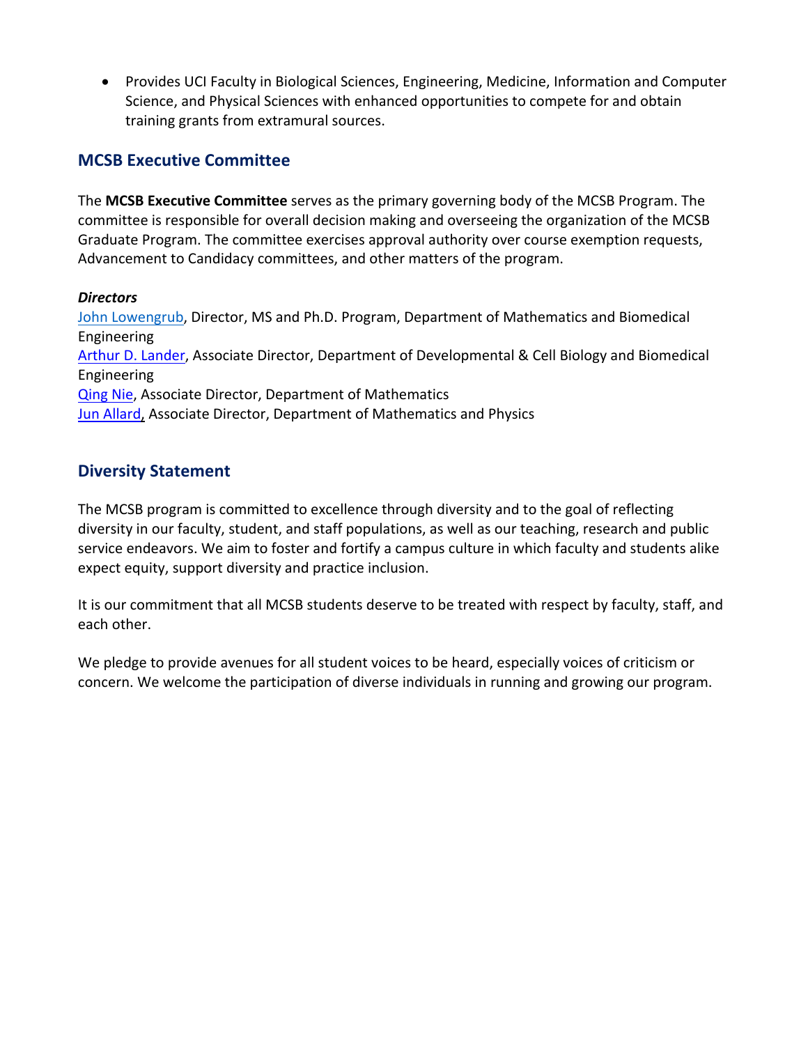- Provides UCI Faculty in Biological Sciences, Engineering, Medicine, Information and Computer Science, and Physical Sciences with enhanced opportunities to compete for and obtain training grants from extramural sources.

## MCSB Executive Committee

The **MCSB Executive Committee** serves as the primary governing body of the MCSB Program. The committee is responsible for overall decision making and overseeing the organization of the MCSB Graduate Program. The committee exercises approval authority over course exemption requests, Advancement to Candidacy committees, and other matters of the program.

***Directors***

John Lowengrub, Director, MS and Ph.D. Program, Department of Mathematics and Biomedical Engineering
Arthur D. Lander, Associate Director, Department of Developmental & Cell Biology and Biomedical Engineering
Qing Nie, Associate Director, Department of Mathematics
Jun Allard, Associate Director, Department of Mathematics and Physics

## Diversity Statement

The MCSB program is committed to excellence through diversity and to the goal of reflecting diversity in our faculty, student, and staff populations, as well as our teaching, research and public service endeavors. We aim to foster and fortify a campus culture in which faculty and students alike expect equity, support diversity and practice inclusion.

It is our commitment that all MCSB students deserve to be treated with respect by faculty, staff, and each other.

We pledge to provide avenues for all student voices to be heard, especially voices of criticism or concern. We welcome the participation of diverse individuals in running and growing our program.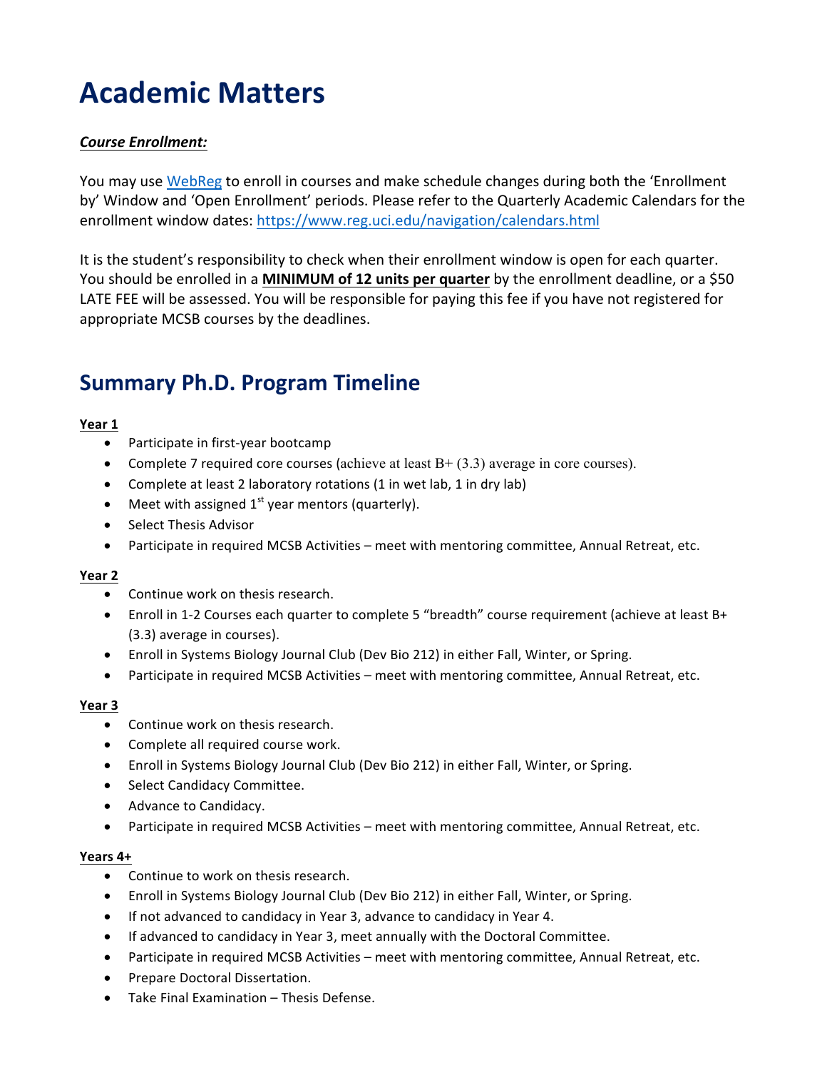# Academic Matters

***Course Enrollment:***

You may use [WebReg](WebReg) to enroll in courses and make schedule changes during both the 'Enrollment by' Window and 'Open Enrollment' periods. Please refer to the Quarterly Academic Calendars for the enrollment window dates: https://www.reg.uci.edu/navigation/calendars.html

It is the student's responsibility to check when their enrollment window is open for each quarter. You should be enrolled in a **MINIMUM of 12 units per quarter** by the enrollment deadline, or a $50 LATE FEE will be assessed. You will be responsible for paying this fee if you have not registered for appropriate MCSB courses by the deadlines.

## Summary Ph.D. Program Timeline

**Year 1**

- Participate in first-year bootcamp
- Complete 7 required core courses (achieve at least B+ (3.3) average in core courses).
- Complete at least 2 laboratory rotations (1 in wet lab, 1 in dry lab)
- Meet with assigned 1st year mentors (quarterly).
- Select Thesis Advisor
- Participate in required MCSB Activities – meet with mentoring committee, Annual Retreat, etc.

**Year 2**

- Continue work on thesis research.
- Enroll in 1-2 Courses each quarter to complete 5 "breadth" course requirement (achieve at least B+ (3.3) average in courses).
- Enroll in Systems Biology Journal Club (Dev Bio 212) in either Fall, Winter, or Spring.
- Participate in required MCSB Activities – meet with mentoring committee, Annual Retreat, etc.

**Year 3**

- Continue work on thesis research.
- Complete all required course work.
- Enroll in Systems Biology Journal Club (Dev Bio 212) in either Fall, Winter, or Spring.
- Select Candidacy Committee.
- Advance to Candidacy.
- Participate in required MCSB Activities – meet with mentoring committee, Annual Retreat, etc.

**Years 4+**

- Continue to work on thesis research.
- Enroll in Systems Biology Journal Club (Dev Bio 212) in either Fall, Winter, or Spring.
- If not advanced to candidacy in Year 3, advance to candidacy in Year 4.
- If advanced to candidacy in Year 3, meet annually with the Doctoral Committee.
- Participate in required MCSB Activities – meet with mentoring committee, Annual Retreat, etc.
- Prepare Doctoral Dissertation.
- Take Final Examination – Thesis Defense.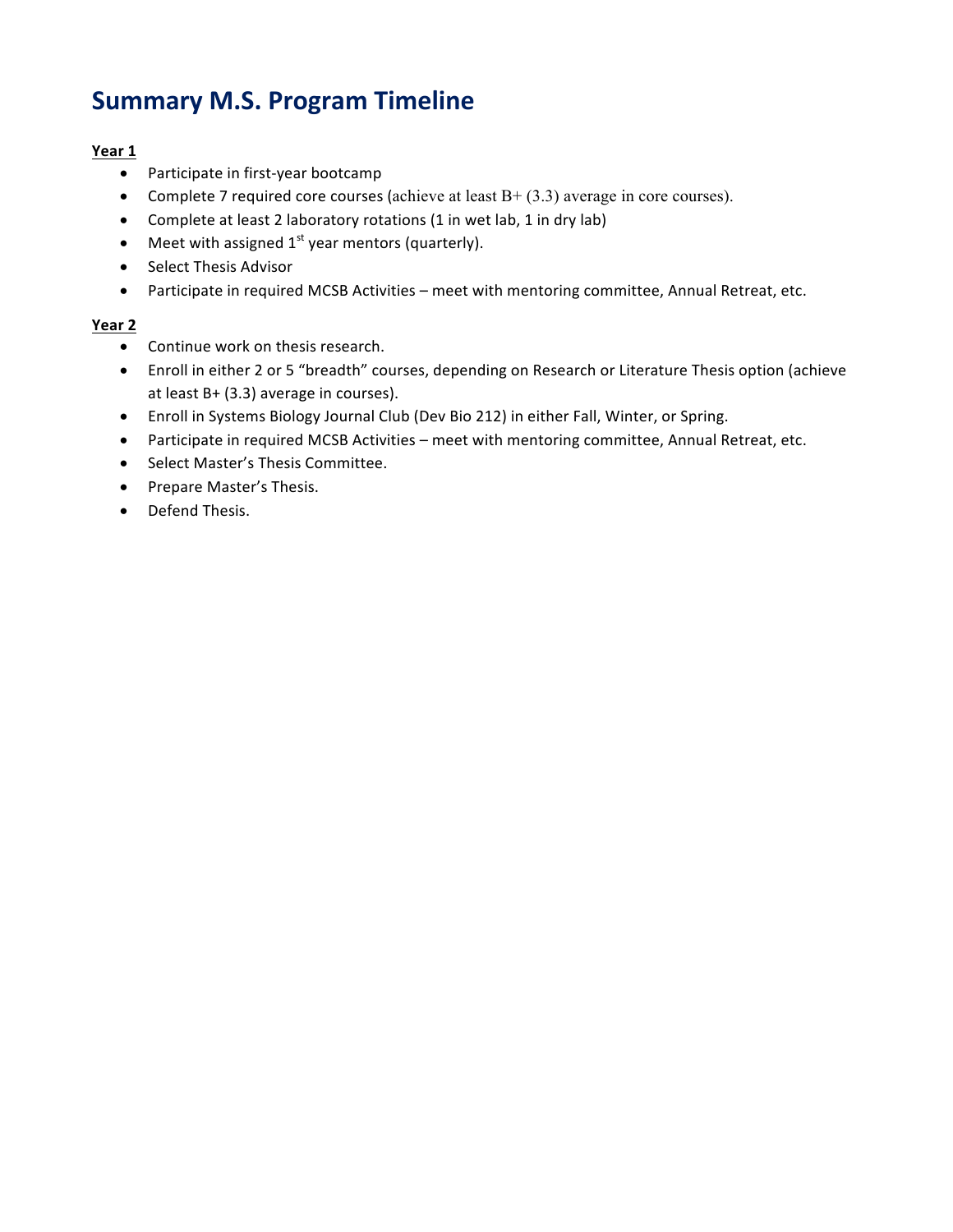# Summary M.S. Program Timeline

**Year 1**

- Participate in first-year bootcamp
- Complete 7 required core courses (achieve at least B+ (3.3) average in core courses).
- Complete at least 2 laboratory rotations (1 in wet lab, 1 in dry lab)
- Meet with assigned 1st year mentors (quarterly).
- Select Thesis Advisor
- Participate in required MCSB Activities – meet with mentoring committee, Annual Retreat, etc.

**Year 2**

- Continue work on thesis research.
- Enroll in either 2 or 5 "breadth" courses, depending on Research or Literature Thesis option (achieve at least B+ (3.3) average in courses).
- Enroll in Systems Biology Journal Club (Dev Bio 212) in either Fall, Winter, or Spring.
- Participate in required MCSB Activities – meet with mentoring committee, Annual Retreat, etc.
- Select Master's Thesis Committee.
- Prepare Master's Thesis.
- Defend Thesis.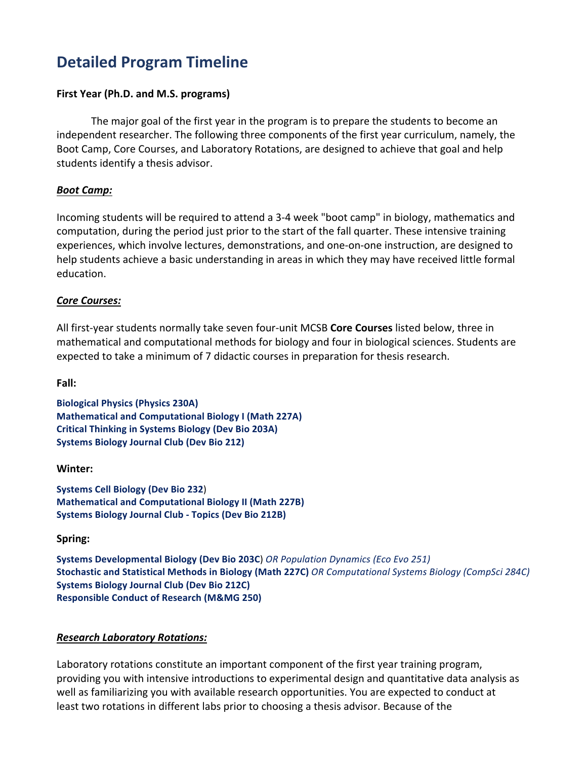# Detailed Program Timeline

**First Year (Ph.D. and M.S. programs)**

The major goal of the first year in the program is to prepare the students to become an independent researcher. The following three components of the first year curriculum, namely, the Boot Camp, Core Courses, and Laboratory Rotations, are designed to achieve that goal and help students identify a thesis advisor.

***Boot Camp:***

Incoming students will be required to attend a 3-4 week "boot camp" in biology, mathematics and computation, during the period just prior to the start of the fall quarter. These intensive training experiences, which involve lectures, demonstrations, and one-on-one instruction, are designed to help students achieve a basic understanding in areas in which they may have received little formal education.

***Core Courses:***

All first-year students normally take seven four-unit MCSB **Core Courses** listed below, three in mathematical and computational methods for biology and four in biological sciences. Students are expected to take a minimum of 7 didactic courses in preparation for thesis research.

**Fall:**

**Biological Physics (Physics 230A)**
**Mathematical and Computational Biology I (Math 227A)**
**Critical Thinking in Systems Biology (Dev Bio 203A)**
**Systems Biology Journal Club (Dev Bio 212)**

**Winter:**

**Systems Cell Biology (Dev Bio 232**)
**Mathematical and Computational Biology II (Math 227B)**
**Systems Biology Journal Club - Topics (Dev Bio 212B)**

**Spring:**

**Systems Developmental Biology (Dev Bio 203C**) *OR Population Dynamics (Eco Evo 251)*
**Stochastic and Statistical Methods in Biology (Math 227C)** *OR Computational Systems Biology (CompSci 284C)*
**Systems Biology Journal Club (Dev Bio 212C)**
**Responsible Conduct of Research (M&MG 250)**

***Research Laboratory Rotations:***

Laboratory rotations constitute an important component of the first year training program, providing you with intensive introductions to experimental design and quantitative data analysis as well as familiarizing you with available research opportunities. You are expected to conduct at least two rotations in different labs prior to choosing a thesis advisor. Because of the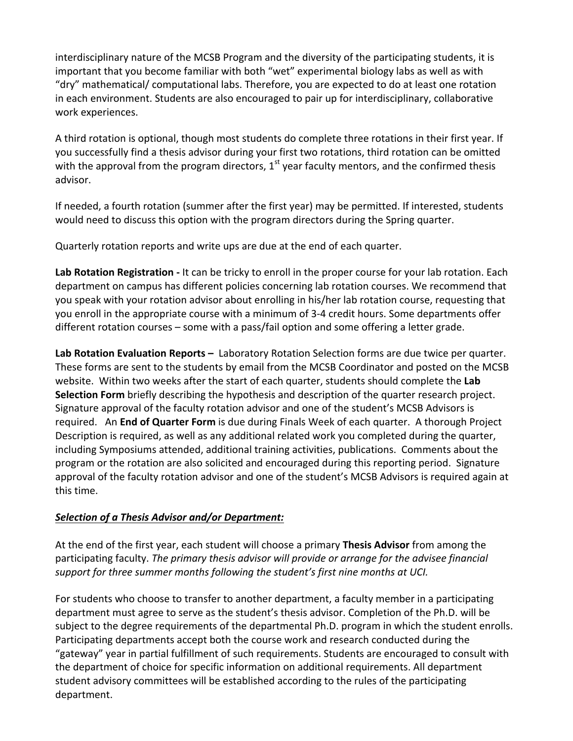interdisciplinary nature of the MCSB Program and the diversity of the participating students, it is important that you become familiar with both "wet" experimental biology labs as well as with "dry" mathematical/ computational labs. Therefore, you are expected to do at least one rotation in each environment. Students are also encouraged to pair up for interdisciplinary, collaborative work experiences.

A third rotation is optional, though most students do complete three rotations in their first year. If you successfully find a thesis advisor during your first two rotations, third rotation can be omitted with the approval from the program directors, 1st year faculty mentors, and the confirmed thesis advisor.

If needed, a fourth rotation (summer after the first year) may be permitted. If interested, students would need to discuss this option with the program directors during the Spring quarter.

Quarterly rotation reports and write ups are due at the end of each quarter.

**Lab Rotation Registration -** It can be tricky to enroll in the proper course for your lab rotation. Each department on campus has different policies concerning lab rotation courses. We recommend that you speak with your rotation advisor about enrolling in his/her lab rotation course, requesting that you enroll in the appropriate course with a minimum of 3-4 credit hours. Some departments offer different rotation courses – some with a pass/fail option and some offering a letter grade.

**Lab Rotation Evaluation Reports –** Laboratory Rotation Selection forms are due twice per quarter. These forms are sent to the students by email from the MCSB Coordinator and posted on the MCSB website. Within two weeks after the start of each quarter, students should complete the **Lab Selection Form** briefly describing the hypothesis and description of the quarter research project. Signature approval of the faculty rotation advisor and one of the student's MCSB Advisors is required. An **End of Quarter Form** is due during Finals Week of each quarter. A thorough Project Description is required, as well as any additional related work you completed during the quarter, including Symposiums attended, additional training activities, publications. Comments about the program or the rotation are also solicited and encouraged during this reporting period. Signature approval of the faculty rotation advisor and one of the student's MCSB Advisors is required again at this time.

***Selection of a Thesis Advisor and/or Department:***

At the end of the first year, each student will choose a primary **Thesis Advisor** from among the participating faculty. *The primary thesis advisor will provide or arrange for the advisee financial support for three summer months following the student's first nine months at UCI.*

For students who choose to transfer to another department, a faculty member in a participating department must agree to serve as the student's thesis advisor. Completion of the Ph.D. will be subject to the degree requirements of the departmental Ph.D. program in which the student enrolls. Participating departments accept both the course work and research conducted during the "gateway" year in partial fulfillment of such requirements. Students are encouraged to consult with the department of choice for specific information on additional requirements. All department student advisory committees will be established according to the rules of the participating department.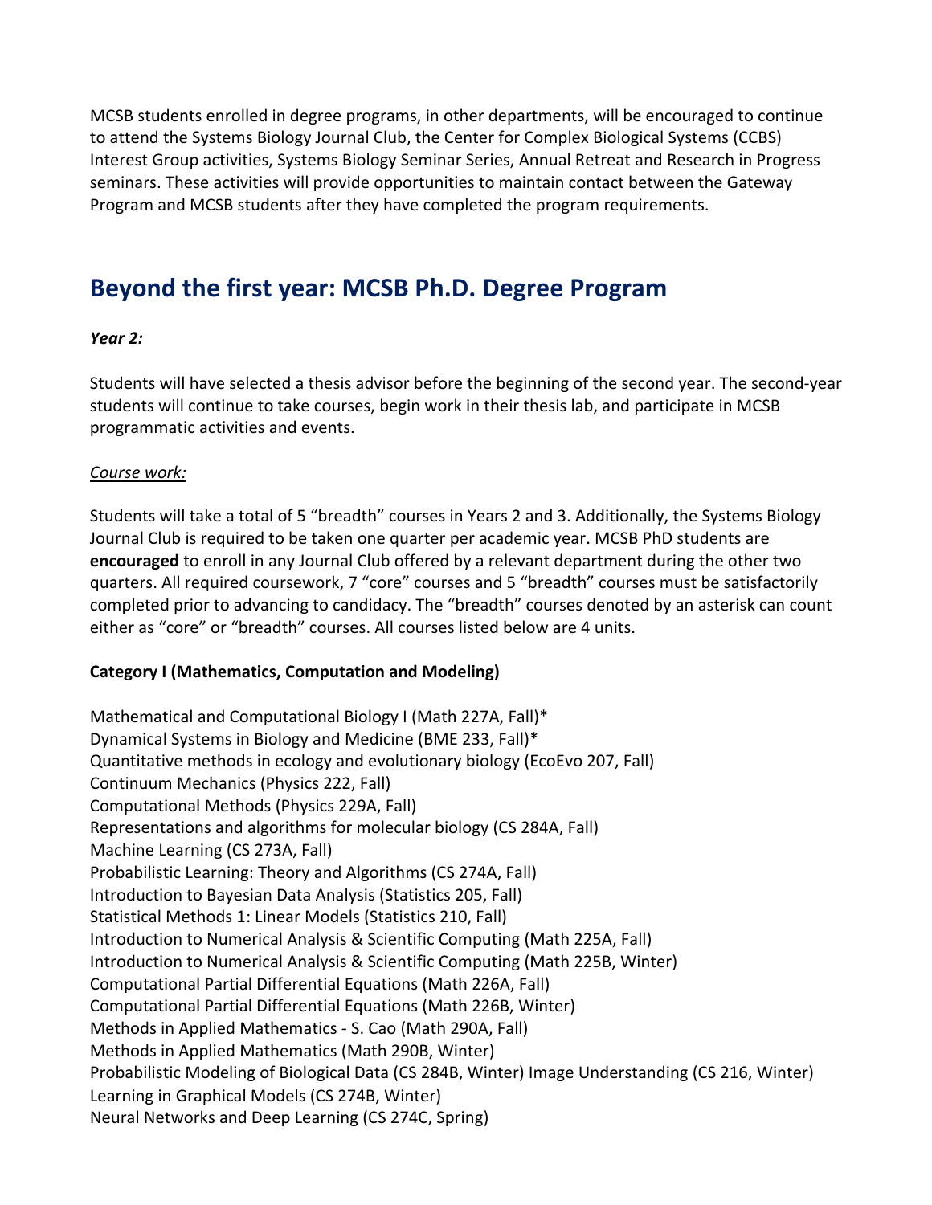MCSB students enrolled in degree programs, in other departments, will be encouraged to continue to attend the Systems Biology Journal Club, the Center for Complex Biological Systems (CCBS) Interest Group activities, Systems Biology Seminar Series, Annual Retreat and Research in Progress seminars. These activities will provide opportunities to maintain contact between the Gateway Program and MCSB students after they have completed the program requirements.

## Beyond the first year: MCSB Ph.D. Degree Program

***Year 2:***

Students will have selected a thesis advisor before the beginning of the second year. The second-year students will continue to take courses, begin work in their thesis lab, and participate in MCSB programmatic activities and events.

*Course work:*

Students will take a total of 5 "breadth" courses in Years 2 and 3. Additionally, the Systems Biology Journal Club is required to be taken one quarter per academic year. MCSB PhD students are **encouraged** to enroll in any Journal Club offered by a relevant department during the other two quarters. All required coursework, 7 "core" courses and 5 "breadth" courses must be satisfactorily completed prior to advancing to candidacy. The "breadth" courses denoted by an asterisk can count either as "core" or "breadth" courses. All courses listed below are 4 units.

**Category I (Mathematics, Computation and Modeling)**

Mathematical and Computational Biology I (Math 227A, Fall)*
Dynamical Systems in Biology and Medicine (BME 233, Fall)*
Quantitative methods in ecology and evolutionary biology (EcoEvo 207, Fall)
Continuum Mechanics (Physics 222, Fall)
Computational Methods (Physics 229A, Fall)
Representations and algorithms for molecular biology (CS 284A, Fall)
Machine Learning (CS 273A, Fall)
Probabilistic Learning: Theory and Algorithms (CS 274A, Fall)
Introduction to Bayesian Data Analysis (Statistics 205, Fall)
Statistical Methods 1: Linear Models (Statistics 210, Fall)
Introduction to Numerical Analysis & Scientific Computing (Math 225A, Fall)
Introduction to Numerical Analysis & Scientific Computing (Math 225B, Winter)
Computational Partial Differential Equations (Math 226A, Fall)
Computational Partial Differential Equations (Math 226B, Winter)
Methods in Applied Mathematics - S. Cao (Math 290A, Fall)
Methods in Applied Mathematics (Math 290B, Winter)
Probabilistic Modeling of Biological Data (CS 284B, Winter) Image Understanding (CS 216, Winter)
Learning in Graphical Models (CS 274B, Winter)
Neural Networks and Deep Learning (CS 274C, Spring)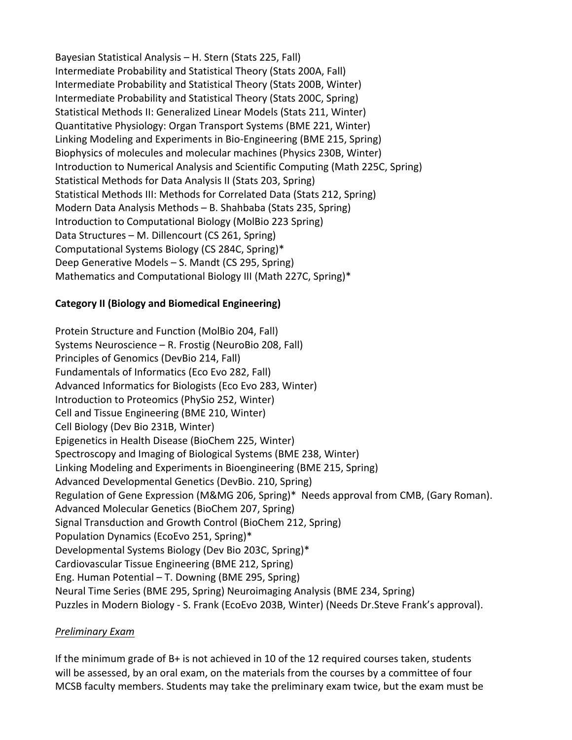Bayesian Statistical Analysis – H. Stern (Stats 225, Fall)
Intermediate Probability and Statistical Theory (Stats 200A, Fall)
Intermediate Probability and Statistical Theory (Stats 200B, Winter)
Intermediate Probability and Statistical Theory (Stats 200C, Spring)
Statistical Methods II: Generalized Linear Models (Stats 211, Winter)
Quantitative Physiology: Organ Transport Systems (BME 221, Winter)
Linking Modeling and Experiments in Bio-Engineering (BME 215, Spring)
Biophysics of molecules and molecular machines (Physics 230B, Winter)
Introduction to Numerical Analysis and Scientific Computing (Math 225C, Spring)
Statistical Methods for Data Analysis II (Stats 203, Spring)
Statistical Methods III: Methods for Correlated Data (Stats 212, Spring)
Modern Data Analysis Methods – B. Shahbaba (Stats 235, Spring)
Introduction to Computational Biology (MolBio 223 Spring)
Data Structures – M. Dillencourt (CS 261, Spring)
Computational Systems Biology (CS 284C, Spring)*
Deep Generative Models – S. Mandt (CS 295, Spring)
Mathematics and Computational Biology III (Math 227C, Spring)*

**Category II (Biology and Biomedical Engineering)**

Protein Structure and Function (MolBio 204, Fall)
Systems Neuroscience – R. Frostig (NeuroBio 208, Fall)
Principles of Genomics (DevBio 214, Fall)
Fundamentals of Informatics (Eco Evo 282, Fall)
Advanced Informatics for Biologists (Eco Evo 283, Winter)
Introduction to Proteomics (PhySio 252, Winter)
Cell and Tissue Engineering (BME 210, Winter)
Cell Biology (Dev Bio 231B, Winter)
Epigenetics in Health Disease (BioChem 225, Winter)
Spectroscopy and Imaging of Biological Systems (BME 238, Winter)
Linking Modeling and Experiments in Bioengineering (BME 215, Spring)
Advanced Developmental Genetics (DevBio. 210, Spring)
Regulation of Gene Expression (M&MG 206, Spring)* Needs approval from CMB, (Gary Roman).
Advanced Molecular Genetics (BioChem 207, Spring)
Signal Transduction and Growth Control (BioChem 212, Spring)
Population Dynamics (EcoEvo 251, Spring)*
Developmental Systems Biology (Dev Bio 203C, Spring)*
Cardiovascular Tissue Engineering (BME 212, Spring)
Eng. Human Potential – T. Downing (BME 295, Spring)
Neural Time Series (BME 295, Spring) Neuroimaging Analysis (BME 234, Spring)
Puzzles in Modern Biology - S. Frank (EcoEvo 203B, Winter) (Needs Dr.Steve Frank's approval).

*Preliminary Exam*

If the minimum grade of B+ is not achieved in 10 of the 12 required courses taken, students will be assessed, by an oral exam, on the materials from the courses by a committee of four MCSB faculty members. Students may take the preliminary exam twice, but the exam must be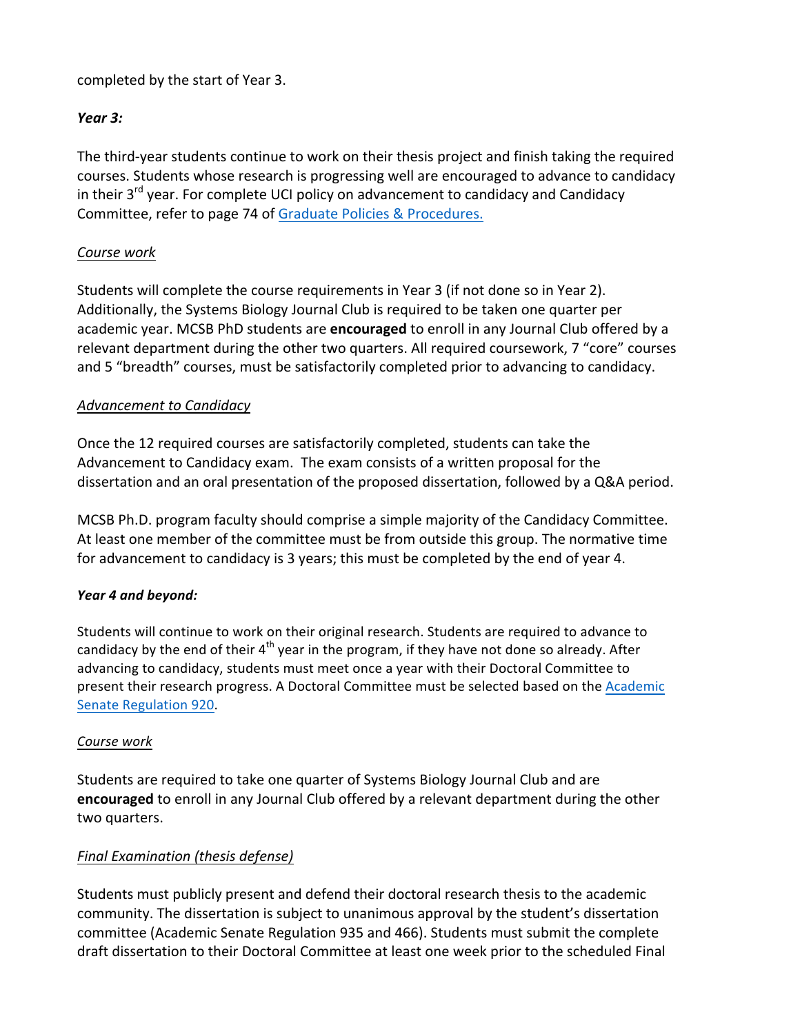completed by the start of Year 3.

***Year 3:***

The third-year students continue to work on their thesis project and finish taking the required courses. Students whose research is progressing well are encouraged to advance to candidacy in their 3rd year. For complete UCI policy on advancement to candidacy and Candidacy Committee, refer to page 74 of [Graduate Policies & Procedures.]()

*Course work*

Students will complete the course requirements in Year 3 (if not done so in Year 2). Additionally, the Systems Biology Journal Club is required to be taken one quarter per academic year. MCSB PhD students are **encouraged** to enroll in any Journal Club offered by a relevant department during the other two quarters. All required coursework, 7 "core" courses and 5 "breadth" courses, must be satisfactorily completed prior to advancing to candidacy.

*Advancement to Candidacy*

Once the 12 required courses are satisfactorily completed, students can take the Advancement to Candidacy exam. The exam consists of a written proposal for the dissertation and an oral presentation of the proposed dissertation, followed by a Q&A period.

MCSB Ph.D. program faculty should comprise a simple majority of the Candidacy Committee. At least one member of the committee must be from outside this group. The normative time for advancement to candidacy is 3 years; this must be completed by the end of year 4.

***Year 4 and beyond:***

Students will continue to work on their original research. Students are required to advance to candidacy by the end of their 4th year in the program, if they have not done so already. After advancing to candidacy, students must meet once a year with their Doctoral Committee to present their research progress. A Doctoral Committee must be selected based on the [Academic Senate Regulation 920]().

*Course work*

Students are required to take one quarter of Systems Biology Journal Club and are **encouraged** to enroll in any Journal Club offered by a relevant department during the other two quarters.

*Final Examination (thesis defense)*

Students must publicly present and defend their doctoral research thesis to the academic community. The dissertation is subject to unanimous approval by the student's dissertation committee (Academic Senate Regulation 935 and 466). Students must submit the complete draft dissertation to their Doctoral Committee at least one week prior to the scheduled Final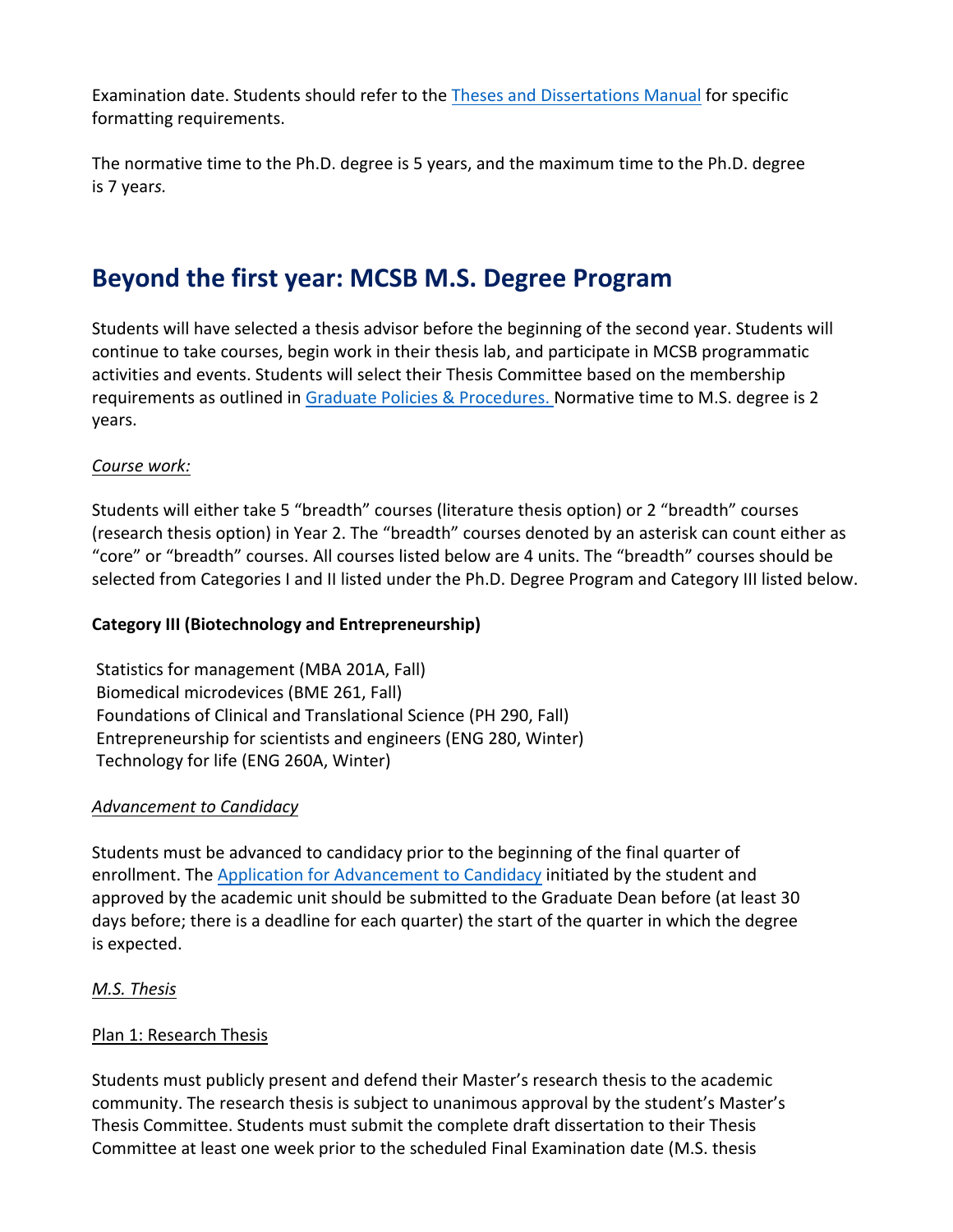Examination date. Students should refer to the Theses and Dissertations Manual for specific formatting requirements.

The normative time to the Ph.D. degree is 5 years, and the maximum time to the Ph.D. degree is 7 years.

## Beyond the first year: MCSB M.S. Degree Program

Students will have selected a thesis advisor before the beginning of the second year. Students will continue to take courses, begin work in their thesis lab, and participate in MCSB programmatic activities and events. Students will select their Thesis Committee based on the membership requirements as outlined in Graduate Policies & Procedures. Normative time to M.S. degree is 2 years.

*Course work:*

Students will either take 5 "breadth" courses (literature thesis option) or 2 "breadth" courses (research thesis option) in Year 2. The "breadth" courses denoted by an asterisk can count either as "core" or "breadth" courses. All courses listed below are 4 units. The "breadth" courses should be selected from Categories I and II listed under the Ph.D. Degree Program and Category III listed below.

**Category III (Biotechnology and Entrepreneurship)**

Statistics for management (MBA 201A, Fall)
Biomedical microdevices (BME 261, Fall)
Foundations of Clinical and Translational Science (PH 290, Fall)
Entrepreneurship for scientists and engineers (ENG 280, Winter)
Technology for life (ENG 260A, Winter)

*Advancement to Candidacy*

Students must be advanced to candidacy prior to the beginning of the final quarter of enrollment. The Application for Advancement to Candidacy initiated by the student and approved by the academic unit should be submitted to the Graduate Dean before (at least 30 days before; there is a deadline for each quarter) the start of the quarter in which the degree is expected.

*M.S. Thesis*

Plan 1: Research Thesis

Students must publicly present and defend their Master's research thesis to the academic community. The research thesis is subject to unanimous approval by the student's Master's Thesis Committee. Students must submit the complete draft dissertation to their Thesis Committee at least one week prior to the scheduled Final Examination date (M.S. thesis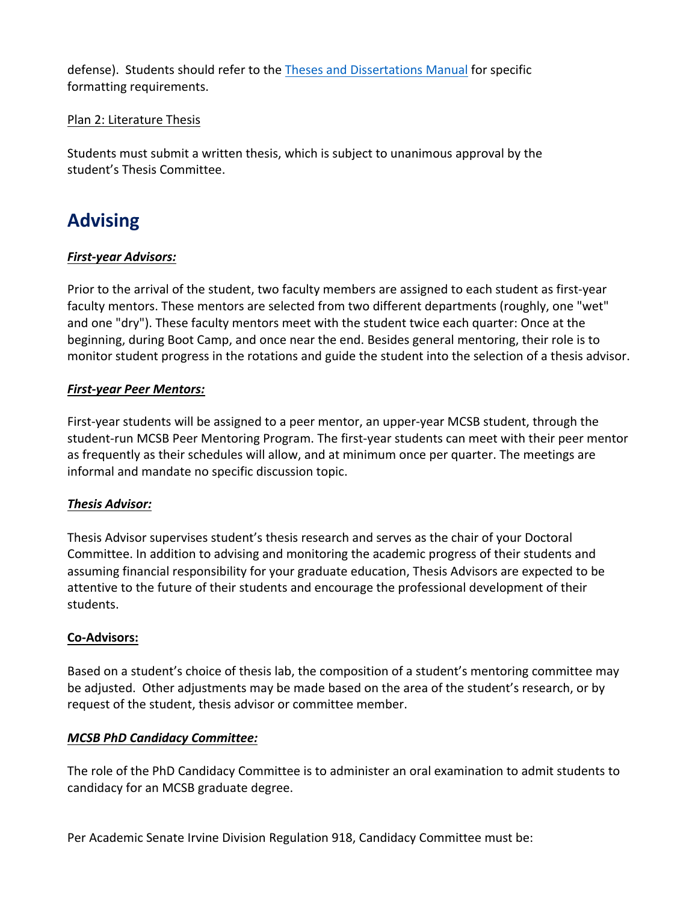defense). Students should refer to the [Theses and Dissertations Manual] for specific formatting requirements.

Plan 2: Literature Thesis

Students must submit a written thesis, which is subject to unanimous approval by the student's Thesis Committee.

## Advising

***First-year Advisors:***

Prior to the arrival of the student, two faculty members are assigned to each student as first-year faculty mentors. These mentors are selected from two different departments (roughly, one "wet" and one "dry"). These faculty mentors meet with the student twice each quarter: Once at the beginning, during Boot Camp, and once near the end. Besides general mentoring, their role is to monitor student progress in the rotations and guide the student into the selection of a thesis advisor.

***First-year Peer Mentors:***

First-year students will be assigned to a peer mentor, an upper-year MCSB student, through the student-run MCSB Peer Mentoring Program. The first-year students can meet with their peer mentor as frequently as their schedules will allow, and at minimum once per quarter. The meetings are informal and mandate no specific discussion topic.

***Thesis Advisor:***

Thesis Advisor supervises student's thesis research and serves as the chair of your Doctoral Committee. In addition to advising and monitoring the academic progress of their students and assuming financial responsibility for your graduate education, Thesis Advisors are expected to be attentive to the future of their students and encourage the professional development of their students.

**Co-Advisors:**

Based on a student's choice of thesis lab, the composition of a student's mentoring committee may be adjusted. Other adjustments may be made based on the area of the student's research, or by request of the student, thesis advisor or committee member.

***MCSB PhD Candidacy Committee:***

The role of the PhD Candidacy Committee is to administer an oral examination to admit students to candidacy for an MCSB graduate degree.

Per Academic Senate Irvine Division Regulation 918, Candidacy Committee must be: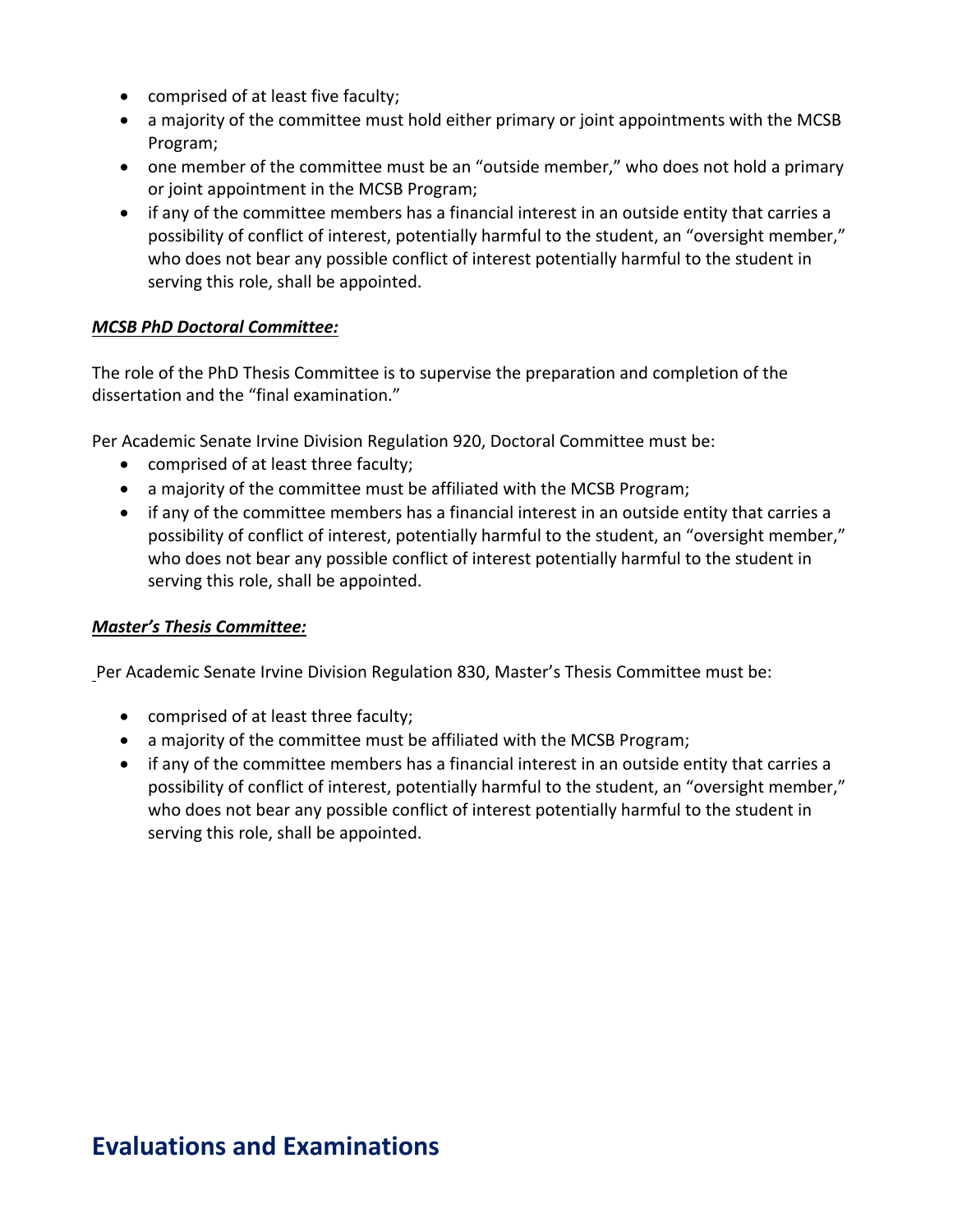- comprised of at least five faculty;
- a majority of the committee must hold either primary or joint appointments with the MCSB Program;
- one member of the committee must be an "outside member," who does not hold a primary or joint appointment in the MCSB Program;
- if any of the committee members has a financial interest in an outside entity that carries a possibility of conflict of interest, potentially harmful to the student, an "oversight member," who does not bear any possible conflict of interest potentially harmful to the student in serving this role, shall be appointed.

***MCSB PhD Doctoral Committee:***

The role of the PhD Thesis Committee is to supervise the preparation and completion of the dissertation and the "final examination."

Per Academic Senate Irvine Division Regulation 920, Doctoral Committee must be:

- comprised of at least three faculty;
- a majority of the committee must be affiliated with the MCSB Program;
- if any of the committee members has a financial interest in an outside entity that carries a possibility of conflict of interest, potentially harmful to the student, an "oversight member," who does not bear any possible conflict of interest potentially harmful to the student in serving this role, shall be appointed.

***Master's Thesis Committee:***

Per Academic Senate Irvine Division Regulation 830, Master's Thesis Committee must be:

- comprised of at least three faculty;
- a majority of the committee must be affiliated with the MCSB Program;
- if any of the committee members has a financial interest in an outside entity that carries a possibility of conflict of interest, potentially harmful to the student, an "oversight member," who does not bear any possible conflict of interest potentially harmful to the student in serving this role, shall be appointed.

# Evaluations and Examinations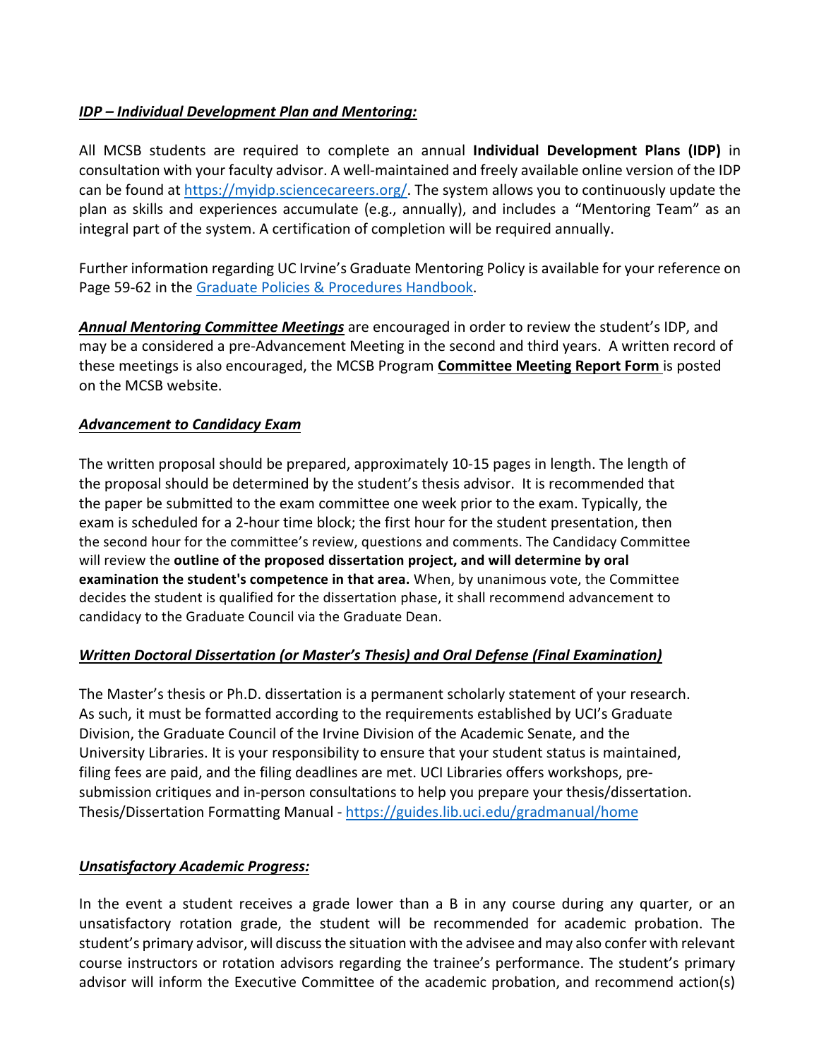***IDP – Individual Development Plan and Mentoring:***

All MCSB students are required to complete an annual **Individual Development Plans (IDP)** in consultation with your faculty advisor. A well-maintained and freely available online version of the IDP can be found at [https://myidp.sciencecareers.org/](https://myidp.sciencecareers.org/). The system allows you to continuously update the plan as skills and experiences accumulate (e.g., annually), and includes a "Mentoring Team" as an integral part of the system. A certification of completion will be required annually.

Further information regarding UC Irvine's Graduate Mentoring Policy is available for your reference on Page 59-62 in the [Graduate Policies & Procedures Handbook](#).

***Annual Mentoring Committee Meetings*** are encouraged in order to review the student's IDP, and may be a considered a pre-Advancement Meeting in the second and third years. A written record of these meetings is also encouraged, the MCSB Program **Committee Meeting Report Form** is posted on the MCSB website.

***Advancement to Candidacy Exam***

The written proposal should be prepared, approximately 10-15 pages in length. The length of the proposal should be determined by the student's thesis advisor. It is recommended that the paper be submitted to the exam committee one week prior to the exam. Typically, the exam is scheduled for a 2-hour time block; the first hour for the student presentation, then the second hour for the committee's review, questions and comments. The Candidacy Committee will review the **outline of the proposed dissertation project, and will determine by oral examination the student's competence in that area.** When, by unanimous vote, the Committee decides the student is qualified for the dissertation phase, it shall recommend advancement to candidacy to the Graduate Council via the Graduate Dean.

***Written Doctoral Dissertation (or Master's Thesis) and Oral Defense (Final Examination)***

The Master's thesis or Ph.D. dissertation is a permanent scholarly statement of your research. As such, it must be formatted according to the requirements established by UCI's Graduate Division, the Graduate Council of the Irvine Division of the Academic Senate, and the University Libraries. It is your responsibility to ensure that your student status is maintained, filing fees are paid, and the filing deadlines are met. UCI Libraries offers workshops, pre-submission critiques and in-person consultations to help you prepare your thesis/dissertation. Thesis/Dissertation Formatting Manual - [https://guides.lib.uci.edu/gradmanual/home](https://guides.lib.uci.edu/gradmanual/home)

***Unsatisfactory Academic Progress:***

In the event a student receives a grade lower than a B in any course during any quarter, or an unsatisfactory rotation grade, the student will be recommended for academic probation. The student's primary advisor, will discuss the situation with the advisee and may also confer with relevant course instructors or rotation advisors regarding the trainee's performance. The student's primary advisor will inform the Executive Committee of the academic probation, and recommend action(s)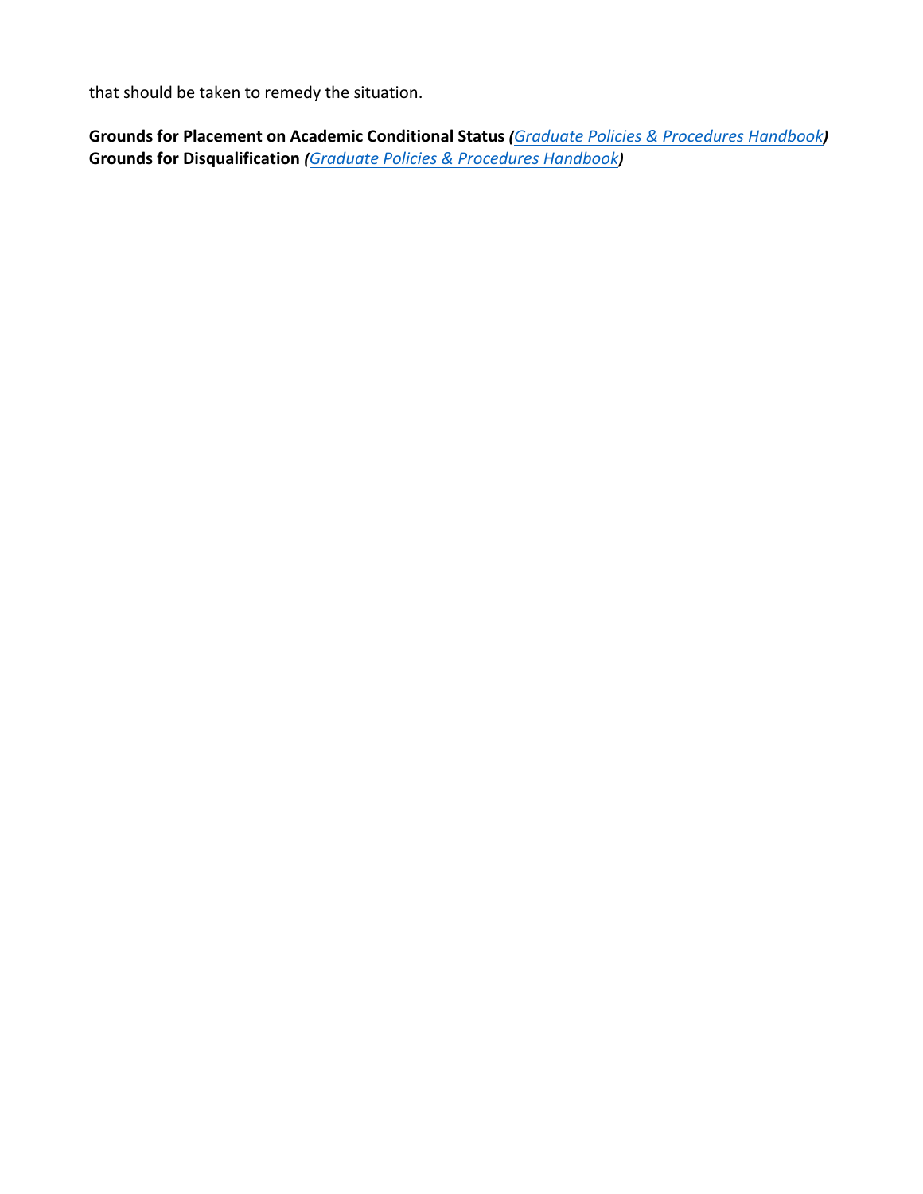that should be taken to remedy the situation.

**Grounds for Placement on Academic Conditional Status** ***(**[Graduate Policies & Procedures Handbook]**)***
**Grounds for Disqualification** ***(**[Graduate Policies & Procedures Handbook]**)***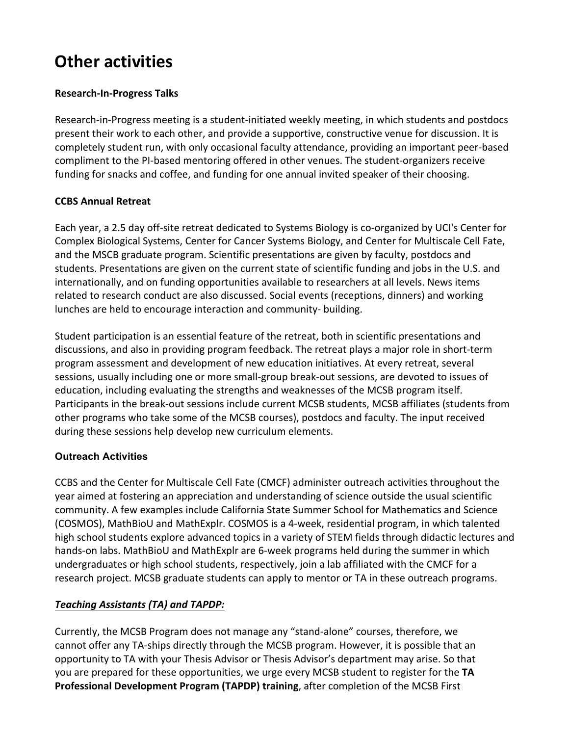# Other activities

**Research-In-Progress Talks**

Research-in-Progress meeting is a student-initiated weekly meeting, in which students and postdocs present their work to each other, and provide a supportive, constructive venue for discussion. It is completely student run, with only occasional faculty attendance, providing an important peer-based compliment to the PI-based mentoring offered in other venues. The student-organizers receive funding for snacks and coffee, and funding for one annual invited speaker of their choosing.

**CCBS Annual Retreat**

Each year, a 2.5 day off-site retreat dedicated to Systems Biology is co-organized by UCI's Center for Complex Biological Systems, Center for Cancer Systems Biology, and Center for Multiscale Cell Fate, and the MSCB graduate program. Scientific presentations are given by faculty, postdocs and students. Presentations are given on the current state of scientific funding and jobs in the U.S. and internationally, and on funding opportunities available to researchers at all levels. News items related to research conduct are also discussed. Social events (receptions, dinners) and working lunches are held to encourage interaction and community- building.

Student participation is an essential feature of the retreat, both in scientific presentations and discussions, and also in providing program feedback. The retreat plays a major role in short-term program assessment and development of new education initiatives. At every retreat, several sessions, usually including one or more small-group break-out sessions, are devoted to issues of education, including evaluating the strengths and weaknesses of the MCSB program itself. Participants in the break-out sessions include current MCSB students, MCSB affiliates (students from other programs who take some of the MCSB courses), postdocs and faculty. The input received during these sessions help develop new curriculum elements.

**Outreach Activities**

CCBS and the Center for Multiscale Cell Fate (CMCF) administer outreach activities throughout the year aimed at fostering an appreciation and understanding of science outside the usual scientific community. A few examples include California State Summer School for Mathematics and Science (COSMOS), MathBioU and MathExplr. COSMOS is a 4-week, residential program, in which talented high school students explore advanced topics in a variety of STEM fields through didactic lectures and hands-on labs. MathBioU and MathExplr are 6-week programs held during the summer in which undergraduates or high school students, respectively, join a lab affiliated with the CMCF for a research project. MCSB graduate students can apply to mentor or TA in these outreach programs.

***Teaching Assistants (TA) and TAPDP:***

Currently, the MCSB Program does not manage any “stand-alone” courses, therefore, we cannot offer any TA-ships directly through the MCSB program. However, it is possible that an opportunity to TA with your Thesis Advisor or Thesis Advisor’s department may arise. So that you are prepared for these opportunities, we urge every MCSB student to register for the **TA Professional Development Program (TAPDP) training**, after completion of the MCSB First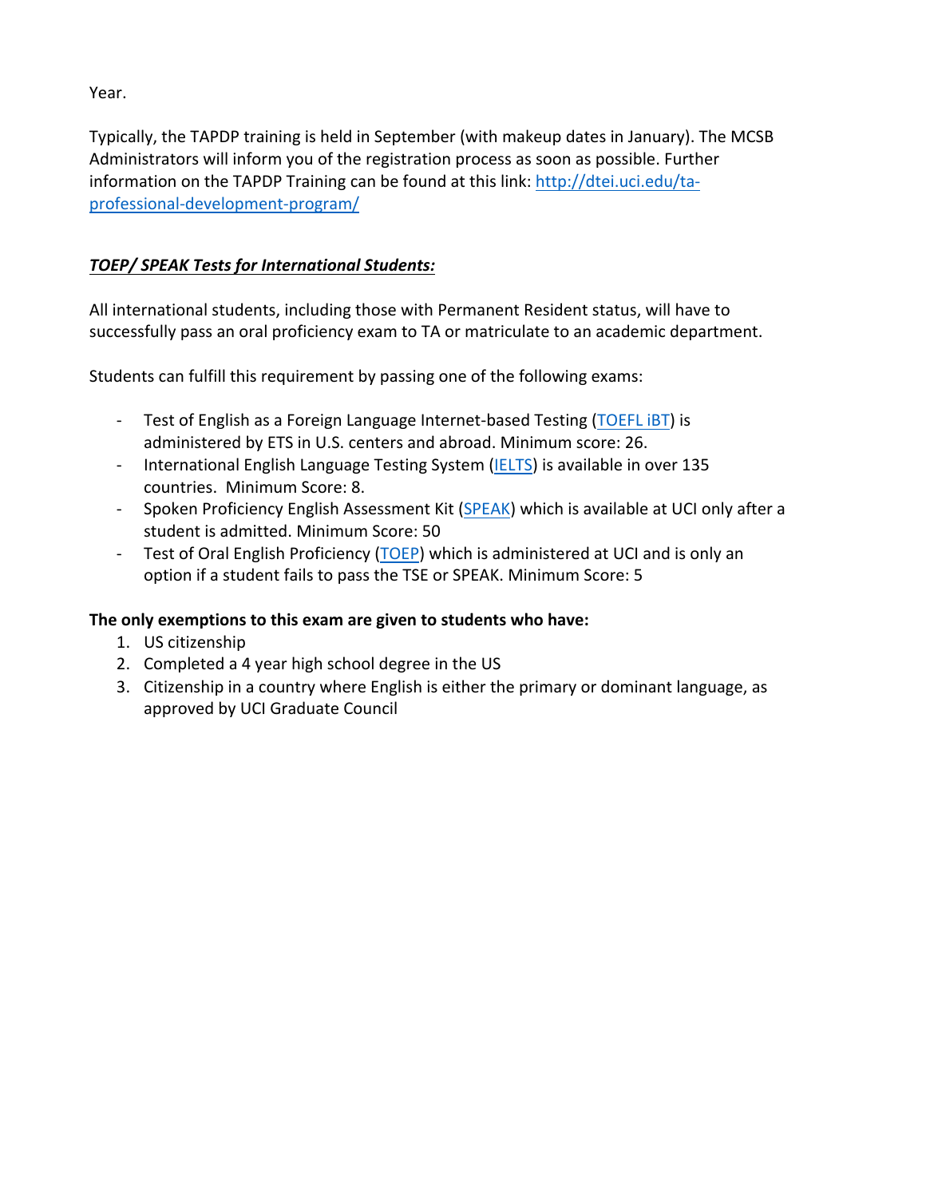Year.

Typically, the TAPDP training is held in September (with makeup dates in January). The MCSB Administrators will inform you of the registration process as soon as possible. Further information on the TAPDP Training can be found at this link: [http://dtei.uci.edu/ta-professional-development-program/](http://dtei.uci.edu/ta-professional-development-program/)

***TOEP/ SPEAK Tests for International Students:***

All international students, including those with Permanent Resident status, will have to successfully pass an oral proficiency exam to TA or matriculate to an academic department.

Students can fulfill this requirement by passing one of the following exams:

- Test of English as a Foreign Language Internet-based Testing (TOEFL iBT) is administered by ETS in U.S. centers and abroad. Minimum score: 26.
- International English Language Testing System (IELTS) is available in over 135 countries. Minimum Score: 8.
- Spoken Proficiency English Assessment Kit (SPEAK) which is available at UCI only after a student is admitted. Minimum Score: 50
- Test of Oral English Proficiency (TOEP) which is administered at UCI and is only an option if a student fails to pass the TSE or SPEAK. Minimum Score: 5

**The only exemptions to this exam are given to students who have:**

1. US citizenship
2. Completed a 4 year high school degree in the US
3. Citizenship in a country where English is either the primary or dominant language, as approved by UCI Graduate Council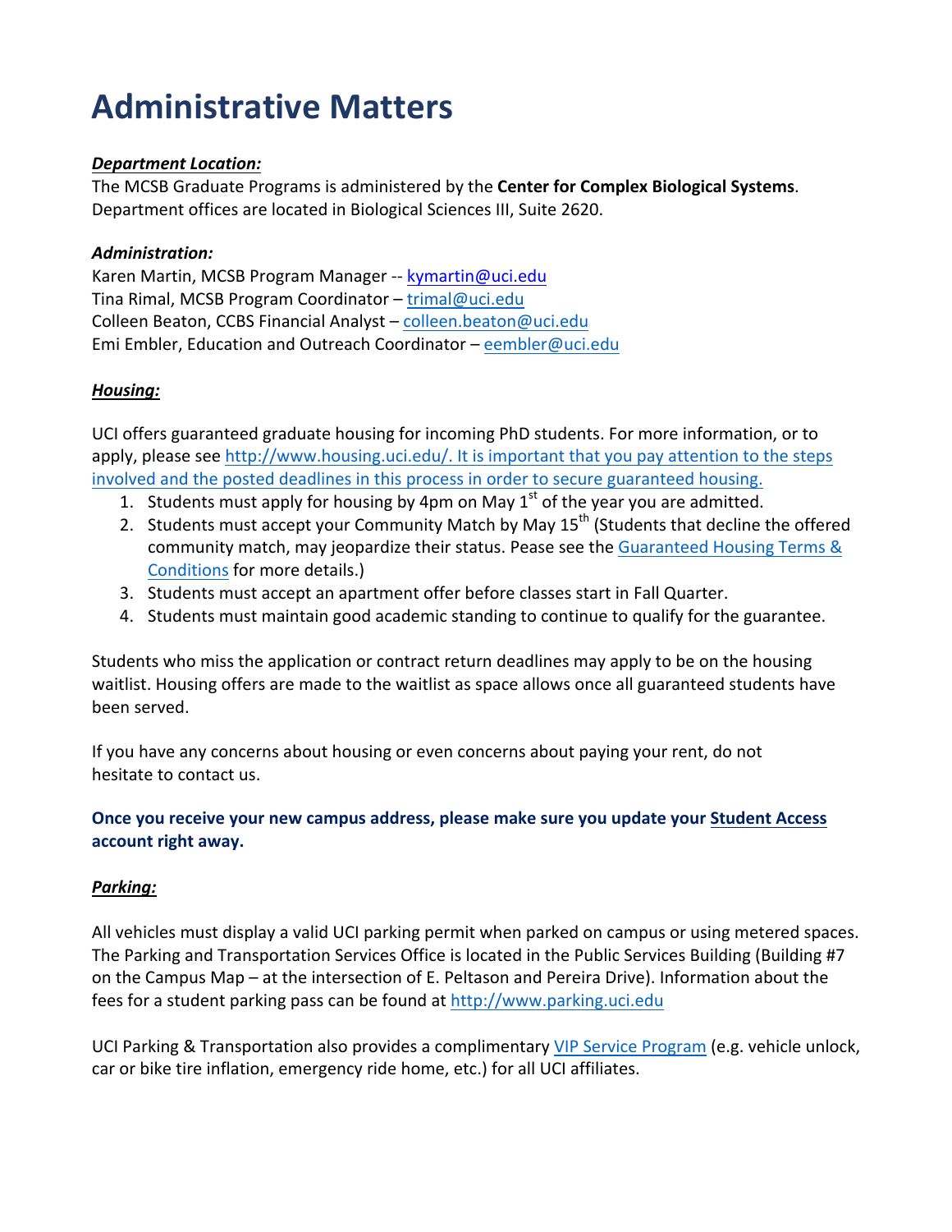# Administrative Matters

***Department Location:***

The MCSB Graduate Programs is administered by the **Center for Complex Biological Systems**. Department offices are located in Biological Sciences III, Suite 2620.

***Administration:***

Karen Martin, MCSB Program Manager -- kymartin@uci.edu
Tina Rimal, MCSB Program Coordinator – trimal@uci.edu
Colleen Beaton, CCBS Financial Analyst – colleen.beaton@uci.edu
Emi Embler, Education and Outreach Coordinator – eembler@uci.edu

***Housing:***

UCI offers guaranteed graduate housing for incoming PhD students. For more information, or to apply, please see http://www.housing.uci.edu/. It is important that you pay attention to the steps involved and the posted deadlines in this process in order to secure guaranteed housing.

1. Students must apply for housing by 4pm on May 1st of the year you are admitted.
2. Students must accept your Community Match by May 15th (Students that decline the offered community match, may jeopardize their status. Pease see the Guaranteed Housing Terms & Conditions for more details.)
3. Students must accept an apartment offer before classes start in Fall Quarter.
4. Students must maintain good academic standing to continue to qualify for the guarantee.

Students who miss the application or contract return deadlines may apply to be on the housing waitlist. Housing offers are made to the waitlist as space allows once all guaranteed students have been served.

If you have any concerns about housing or even concerns about paying your rent, do not hesitate to contact us.

**Once you receive your new campus address, please make sure you update your Student Access account right away.**

***Parking:***

All vehicles must display a valid UCI parking permit when parked on campus or using metered spaces. The Parking and Transportation Services Office is located in the Public Services Building (Building #7 on the Campus Map – at the intersection of E. Peltason and Pereira Drive). Information about the fees for a student parking pass can be found at http://www.parking.uci.edu

UCI Parking & Transportation also provides a complimentary VIP Service Program (e.g. vehicle unlock, car or bike tire inflation, emergency ride home, etc.) for all UCI affiliates.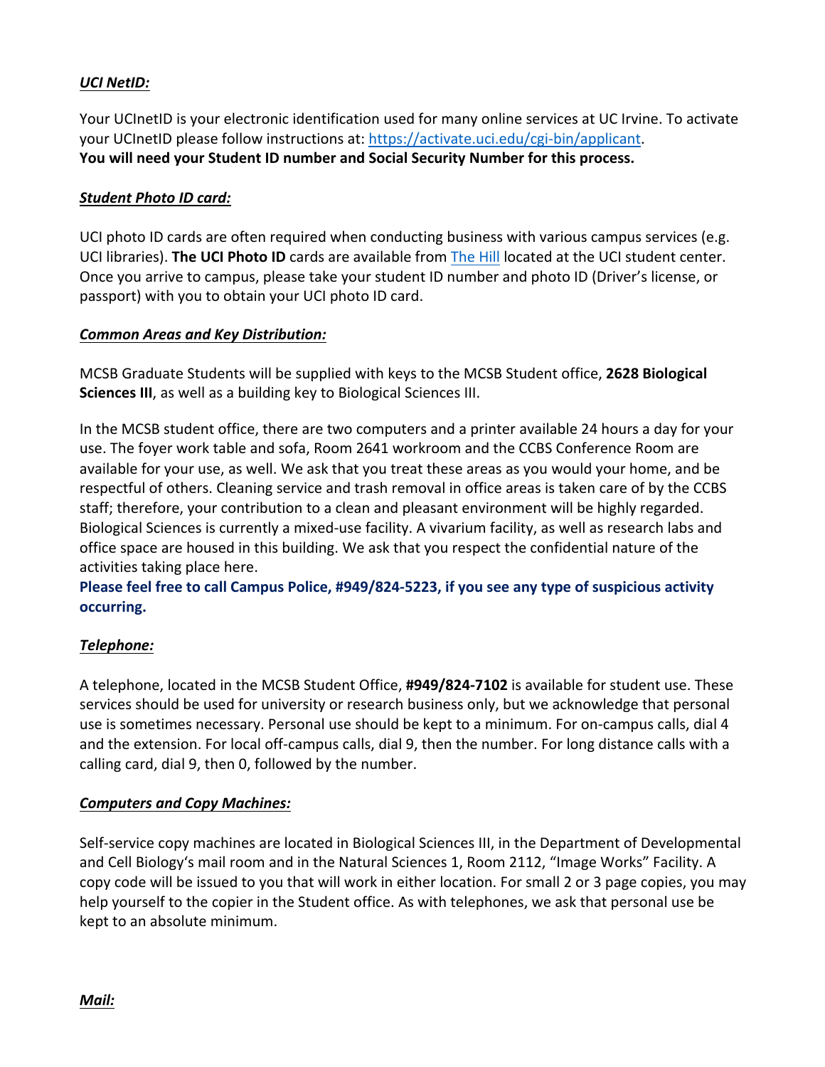***UCI NetID:***

Your UCInetID is your electronic identification used for many online services at UC Irvine. To activate your UCInetID please follow instructions at: [https://activate.uci.edu/cgi-bin/applicant](https://activate.uci.edu/cgi-bin/applicant).
**You will need your Student ID number and Social Security Number for this process.**

***Student Photo ID card:***

UCI photo ID cards are often required when conducting business with various campus services (e.g. UCI libraries). **The UCI Photo ID** cards are available from The Hill located at the UCI student center. Once you arrive to campus, please take your student ID number and photo ID (Driver's license, or passport) with you to obtain your UCI photo ID card.

***Common Areas and Key Distribution:***

MCSB Graduate Students will be supplied with keys to the MCSB Student office, **2628 Biological Sciences III**, as well as a building key to Biological Sciences III.

In the MCSB student office, there are two computers and a printer available 24 hours a day for your use. The foyer work table and sofa, Room 2641 workroom and the CCBS Conference Room are available for your use, as well. We ask that you treat these areas as you would your home, and be respectful of others. Cleaning service and trash removal in office areas is taken care of by the CCBS staff; therefore, your contribution to a clean and pleasant environment will be highly regarded. Biological Sciences is currently a mixed-use facility. A vivarium facility, as well as research labs and office space are housed in this building. We ask that you respect the confidential nature of the activities taking place here.
**Please feel free to call Campus Police, #949/824-5223, if you see any type of suspicious activity occurring.**

***Telephone:***

A telephone, located in the MCSB Student Office, **#949/824-7102** is available for student use. These services should be used for university or research business only, but we acknowledge that personal use is sometimes necessary. Personal use should be kept to a minimum. For on-campus calls, dial 4 and the extension. For local off-campus calls, dial 9, then the number. For long distance calls with a calling card, dial 9, then 0, followed by the number.

***Computers and Copy Machines:***

Self-service copy machines are located in Biological Sciences III, in the Department of Developmental and Cell Biology's mail room and in the Natural Sciences 1, Room 2112, "Image Works" Facility. A copy code will be issued to you that will work in either location. For small 2 or 3 page copies, you may help yourself to the copier in the Student office. As with telephones, we ask that personal use be kept to an absolute minimum.

***Mail:***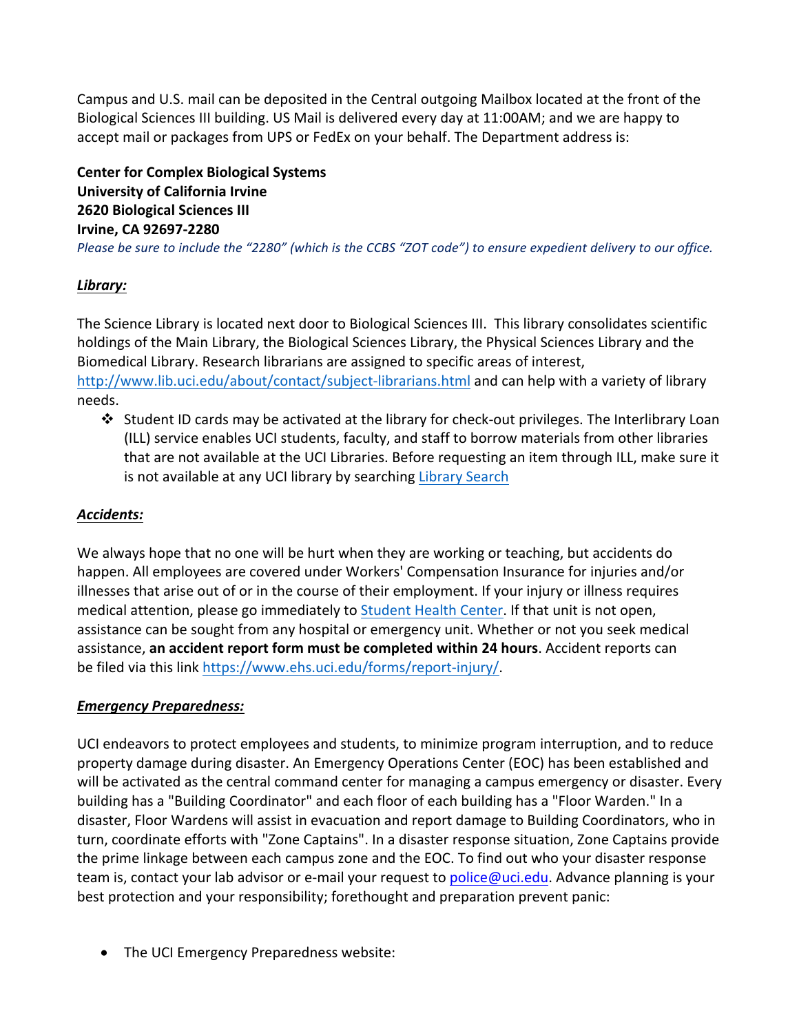Campus and U.S. mail can be deposited in the Central outgoing Mailbox located at the front of the Biological Sciences III building. US Mail is delivered every day at 11:00AM; and we are happy to accept mail or packages from UPS or FedEx on your behalf. The Department address is:

**Center for Complex Biological Systems**
**University of California Irvine**
**2620 Biological Sciences III**
**Irvine, CA 92697-2280**
*Please be sure to include the "2280" (which is the CCBS "ZOT code") to ensure expedient delivery to our office.*

***Library:***

The Science Library is located next door to Biological Sciences III. This library consolidates scientific holdings of the Main Library, the Biological Sciences Library, the Physical Sciences Library and the Biomedical Library. Research librarians are assigned to specific areas of interest, http://www.lib.uci.edu/about/contact/subject-librarians.html and can help with a variety of library needs.

- Student ID cards may be activated at the library for check-out privileges. The Interlibrary Loan (ILL) service enables UCI students, faculty, and staff to borrow materials from other libraries that are not available at the UCI Libraries. Before requesting an item through ILL, make sure it is not available at any UCI library by searching Library Search

***Accidents:***

We always hope that no one will be hurt when they are working or teaching, but accidents do happen. All employees are covered under Workers' Compensation Insurance for injuries and/or illnesses that arise out of or in the course of their employment. If your injury or illness requires medical attention, please go immediately to Student Health Center. If that unit is not open, assistance can be sought from any hospital or emergency unit. Whether or not you seek medical assistance, **an accident report form must be completed within 24 hours**. Accident reports can be filed via this link https://www.ehs.uci.edu/forms/report-injury/.

***Emergency Preparedness:***

UCI endeavors to protect employees and students, to minimize program interruption, and to reduce property damage during disaster. An Emergency Operations Center (EOC) has been established and will be activated as the central command center for managing a campus emergency or disaster. Every building has a "Building Coordinator" and each floor of each building has a "Floor Warden." In a disaster, Floor Wardens will assist in evacuation and report damage to Building Coordinators, who in turn, coordinate efforts with "Zone Captains". In a disaster response situation, Zone Captains provide the prime linkage between each campus zone and the EOC. To find out who your disaster response team is, contact your lab advisor or e-mail your request to police@uci.edu. Advance planning is your best protection and your responsibility; forethought and preparation prevent panic:

- The UCI Emergency Preparedness website: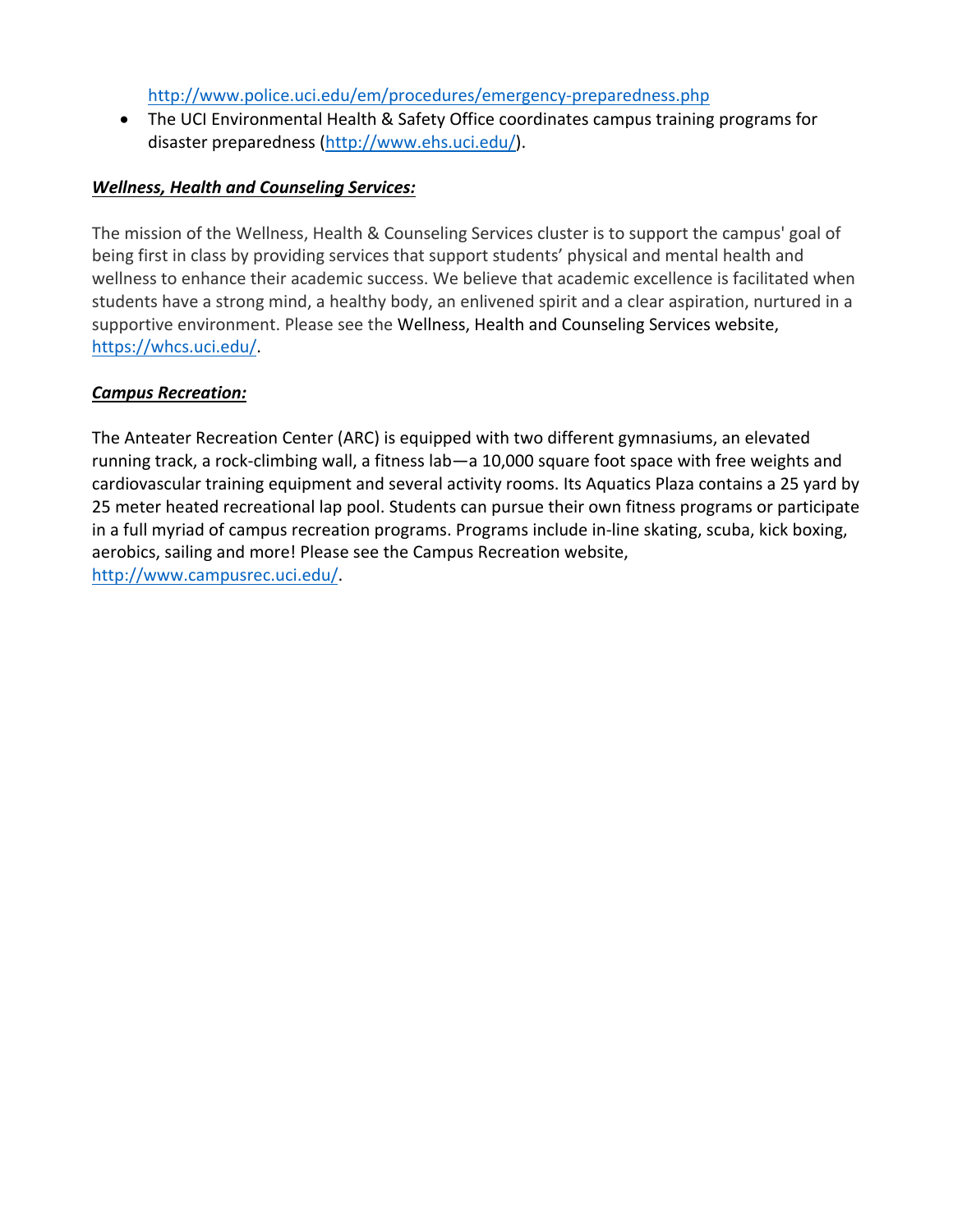http://www.police.uci.edu/em/procedures/emergency-preparedness.php

- The UCI Environmental Health & Safety Office coordinates campus training programs for disaster preparedness (http://www.ehs.uci.edu/).

***Wellness, Health and Counseling Services:***

The mission of the Wellness, Health & Counseling Services cluster is to support the campus' goal of being first in class by providing services that support students' physical and mental health and wellness to enhance their academic success. We believe that academic excellence is facilitated when students have a strong mind, a healthy body, an enlivened spirit and a clear aspiration, nurtured in a supportive environment. Please see the Wellness, Health and Counseling Services website, https://whcs.uci.edu/.

***Campus Recreation:***

The Anteater Recreation Center (ARC) is equipped with two different gymnasiums, an elevated running track, a rock-climbing wall, a fitness lab—a 10,000 square foot space with free weights and cardiovascular training equipment and several activity rooms. Its Aquatics Plaza contains a 25 yard by 25 meter heated recreational lap pool. Students can pursue their own fitness programs or participate in a full myriad of campus recreation programs. Programs include in-line skating, scuba, kick boxing, aerobics, sailing and more! Please see the Campus Recreation website, http://www.campusrec.uci.edu/.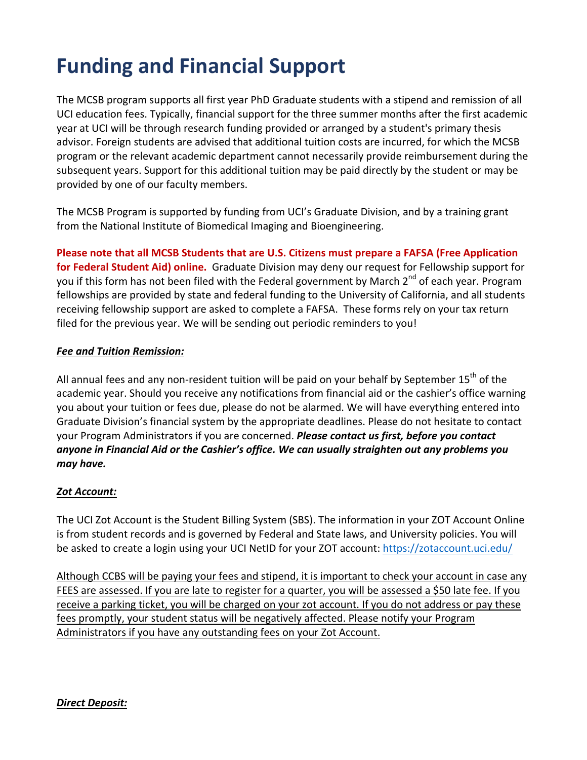# Funding and Financial Support

The MCSB program supports all first year PhD Graduate students with a stipend and remission of all UCI education fees. Typically, financial support for the three summer months after the first academic year at UCI will be through research funding provided or arranged by a student's primary thesis advisor. Foreign students are advised that additional tuition costs are incurred, for which the MCSB program or the relevant academic department cannot necessarily provide reimbursement during the subsequent years. Support for this additional tuition may be paid directly by the student or may be provided by one of our faculty members.

The MCSB Program is supported by funding from UCI's Graduate Division, and by a training grant from the National Institute of Biomedical Imaging and Bioengineering.

**Please note that all MCSB Students that are U.S. Citizens must prepare a FAFSA (Free Application for Federal Student Aid) online.** Graduate Division may deny our request for Fellowship support for you if this form has not been filed with the Federal government by March 2nd of each year. Program fellowships are provided by state and federal funding to the University of California, and all students receiving fellowship support are asked to complete a FAFSA. These forms rely on your tax return filed for the previous year. We will be sending out periodic reminders to you!

***Fee and Tuition Remission:***

All annual fees and any non-resident tuition will be paid on your behalf by September 15th of the academic year. Should you receive any notifications from financial aid or the cashier's office warning you about your tuition or fees due, please do not be alarmed. We will have everything entered into Graduate Division's financial system by the appropriate deadlines. Please do not hesitate to contact your Program Administrators if you are concerned. ***Please contact us first, before you contact anyone in Financial Aid or the Cashier's office. We can usually straighten out any problems you may have.***

***Zot Account:***

The UCI Zot Account is the Student Billing System (SBS). The information in your ZOT Account Online is from student records and is governed by Federal and State laws, and University policies. You will be asked to create a login using your UCI NetID for your ZOT account: https://zotaccount.uci.edu/

Although CCBS will be paying your fees and stipend, it is important to check your account in case any FEES are assessed. If you are late to register for a quarter, you will be assessed a $50 late fee. If you receive a parking ticket, you will be charged on your zot account. If you do not address or pay these fees promptly, your student status will be negatively affected. Please notify your Program Administrators if you have any outstanding fees on your Zot Account.

***Direct Deposit:***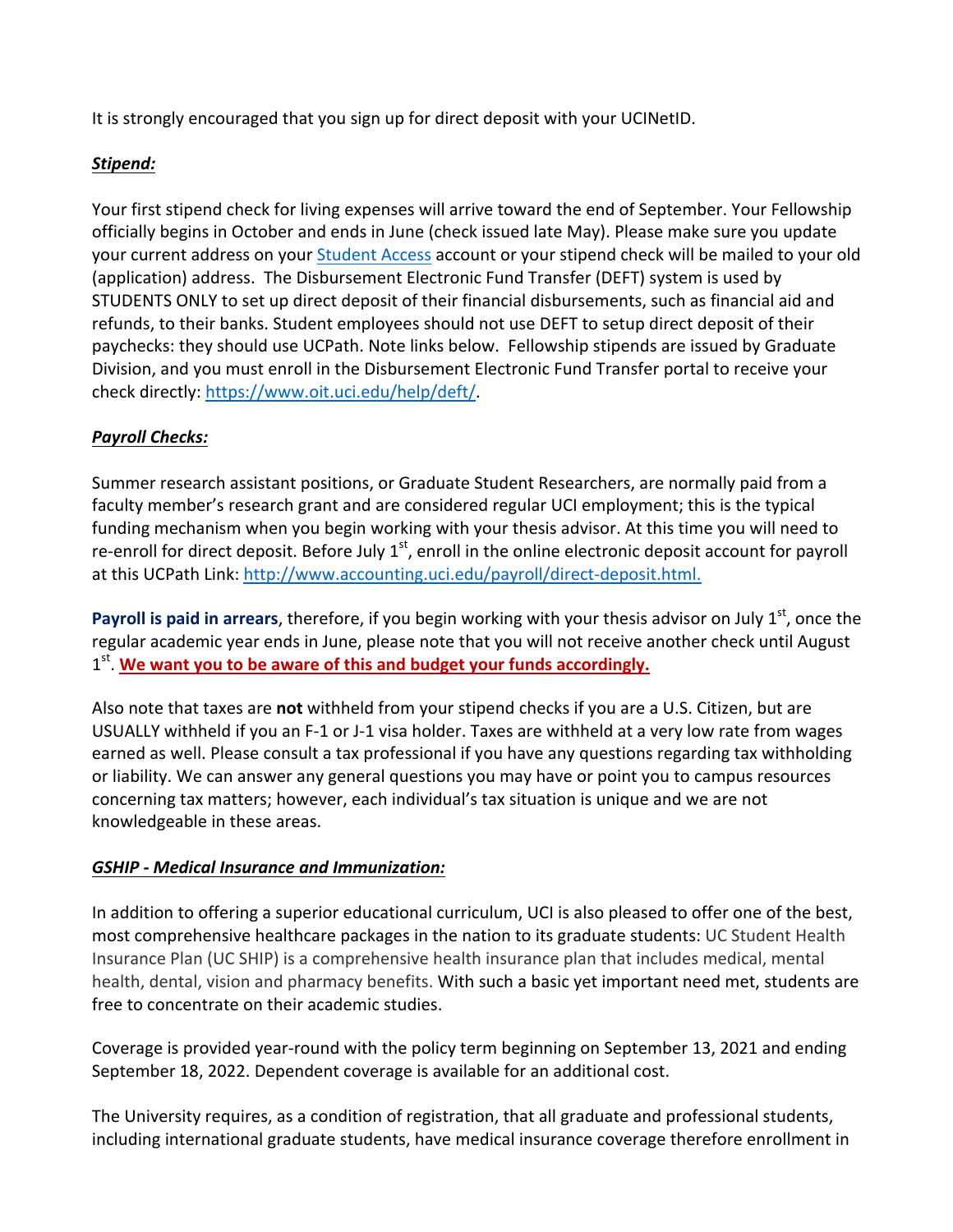It is strongly encouraged that you sign up for direct deposit with your UCINetID.

***Stipend:***

Your first stipend check for living expenses will arrive toward the end of September. Your Fellowship officially begins in October and ends in June (check issued late May). Please make sure you update your current address on your Student Access account or your stipend check will be mailed to your old (application) address. The Disbursement Electronic Fund Transfer (DEFT) system is used by STUDENTS ONLY to set up direct deposit of their financial disbursements, such as financial aid and refunds, to their banks. Student employees should not use DEFT to setup direct deposit of their paychecks: they should use UCPath. Note links below. Fellowship stipends are issued by Graduate Division, and you must enroll in the Disbursement Electronic Fund Transfer portal to receive your check directly: https://www.oit.uci.edu/help/deft/.

***Payroll Checks:***

Summer research assistant positions, or Graduate Student Researchers, are normally paid from a faculty member's research grant and are considered regular UCI employment; this is the typical funding mechanism when you begin working with your thesis advisor. At this time you will need to re-enroll for direct deposit. Before July 1st, enroll in the online electronic deposit account for payroll at this UCPath Link: http://www.accounting.uci.edu/payroll/direct-deposit.html.

**Payroll is paid in arrears**, therefore, if you begin working with your thesis advisor on July 1st, once the regular academic year ends in June, please note that you will not receive another check until August 1st. **We want you to be aware of this and budget your funds accordingly.**

Also note that taxes are **not** withheld from your stipend checks if you are a U.S. Citizen, but are USUALLY withheld if you an F-1 or J-1 visa holder. Taxes are withheld at a very low rate from wages earned as well. Please consult a tax professional if you have any questions regarding tax withholding or liability. We can answer any general questions you may have or point you to campus resources concerning tax matters; however, each individual's tax situation is unique and we are not knowledgeable in these areas.

***GSHIP - Medical Insurance and Immunization:***

In addition to offering a superior educational curriculum, UCI is also pleased to offer one of the best, most comprehensive healthcare packages in the nation to its graduate students: UC Student Health Insurance Plan (UC SHIP) is a comprehensive health insurance plan that includes medical, mental health, dental, vision and pharmacy benefits. With such a basic yet important need met, students are free to concentrate on their academic studies.

Coverage is provided year-round with the policy term beginning on September 13, 2021 and ending September 18, 2022. Dependent coverage is available for an additional cost.

The University requires, as a condition of registration, that all graduate and professional students, including international graduate students, have medical insurance coverage therefore enrollment in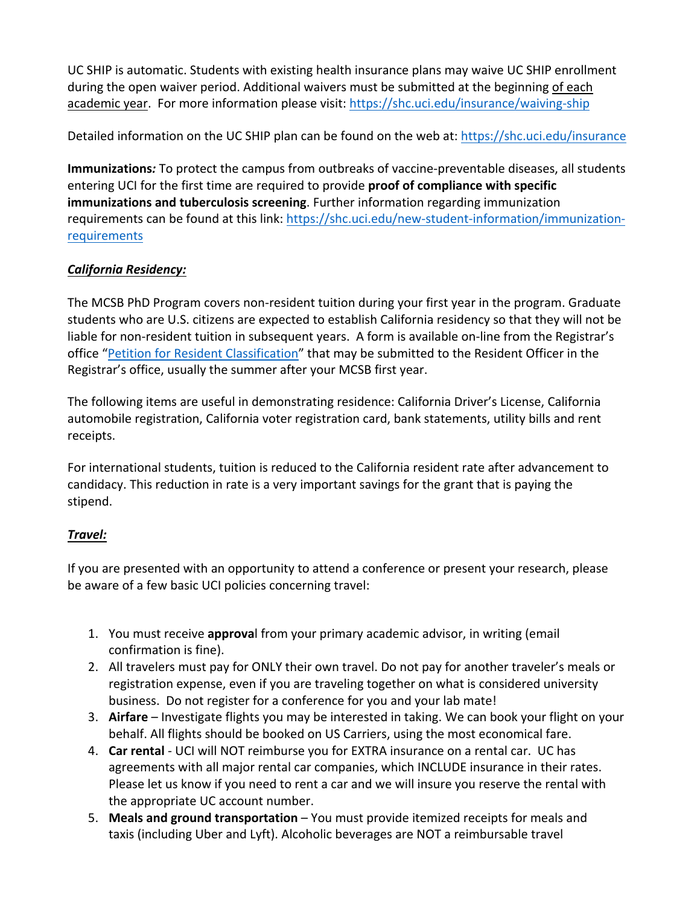UC SHIP is automatic. Students with existing health insurance plans may waive UC SHIP enrollment during the open waiver period. Additional waivers must be submitted at the beginning of each academic year. For more information please visit: https://shc.uci.edu/insurance/waiving-ship

Detailed information on the UC SHIP plan can be found on the web at: https://shc.uci.edu/insurance

**Immunizations***:* To protect the campus from outbreaks of vaccine-preventable diseases, all students entering UCI for the first time are required to provide **proof of compliance with specific immunizations and tuberculosis screening**. Further information regarding immunization requirements can be found at this link: https://shc.uci.edu/new-student-information/immunization-requirements

***California Residency:***

The MCSB PhD Program covers non-resident tuition during your first year in the program. Graduate students who are U.S. citizens are expected to establish California residency so that they will not be liable for non-resident tuition in subsequent years. A form is available on-line from the Registrar's office "Petition for Resident Classification" that may be submitted to the Resident Officer in the Registrar's office, usually the summer after your MCSB first year.

The following items are useful in demonstrating residence: California Driver's License, California automobile registration, California voter registration card, bank statements, utility bills and rent receipts.

For international students, tuition is reduced to the California resident rate after advancement to candidacy. This reduction in rate is a very important savings for the grant that is paying the stipend.

***Travel:***

If you are presented with an opportunity to attend a conference or present your research, please be aware of a few basic UCI policies concerning travel:

1. You must receive **approva**l from your primary academic advisor, in writing (email confirmation is fine).
2. All travelers must pay for ONLY their own travel. Do not pay for another traveler's meals or registration expense, even if you are traveling together on what is considered university business. Do not register for a conference for you and your lab mate!
3. **Airfare** – Investigate flights you may be interested in taking. We can book your flight on your behalf. All flights should be booked on US Carriers, using the most economical fare.
4. **Car rental** - UCI will NOT reimburse you for EXTRA insurance on a rental car. UC has agreements with all major rental car companies, which INCLUDE insurance in their rates. Please let us know if you need to rent a car and we will insure you reserve the rental with the appropriate UC account number.
5. **Meals and ground transportation** – You must provide itemized receipts for meals and taxis (including Uber and Lyft). Alcoholic beverages are NOT a reimbursable travel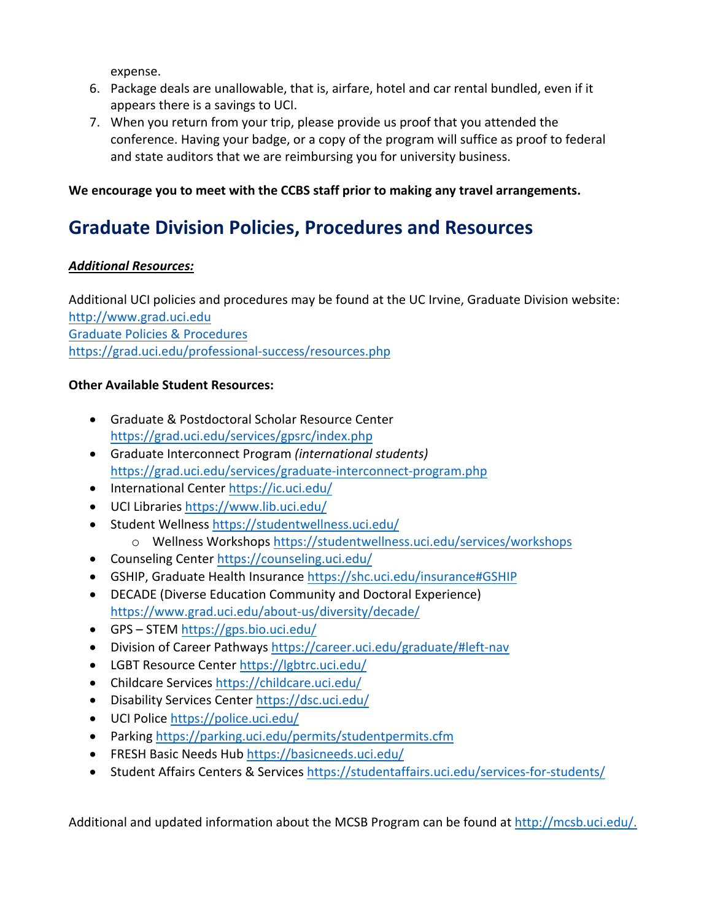expense.

6. Package deals are unallowable, that is, airfare, hotel and car rental bundled, even if it appears there is a savings to UCI.
7. When you return from your trip, please provide us proof that you attended the conference. Having your badge, or a copy of the program will suffice as proof to federal and state auditors that we are reimbursing you for university business.

**We encourage you to meet with the CCBS staff prior to making any travel arrangements.**

# Graduate Division Policies, Procedures and Resources

***Additional Resources:***

Additional UCI policies and procedures may be found at the UC Irvine, Graduate Division website:
http://www.grad.uci.edu
Graduate Policies & Procedures
https://grad.uci.edu/professional-success/resources.php

**Other Available Student Resources:**

- Graduate & Postdoctoral Scholar Resource Center https://grad.uci.edu/services/gpsrc/index.php
- Graduate Interconnect Program *(international students)* https://grad.uci.edu/services/graduate-interconnect-program.php
- International Center https://ic.uci.edu/
- UCI Libraries https://www.lib.uci.edu/
- Student Wellness https://studentwellness.uci.edu/
  - Wellness Workshops https://studentwellness.uci.edu/services/workshops
- Counseling Center https://counseling.uci.edu/
- GSHIP, Graduate Health Insurance https://shc.uci.edu/insurance#GSHIP
- DECADE (Diverse Education Community and Doctoral Experience) https://www.grad.uci.edu/about-us/diversity/decade/
- GPS – STEM https://gps.bio.uci.edu/
- Division of Career Pathways https://career.uci.edu/graduate/#left-nav
- LGBT Resource Center https://lgbtrc.uci.edu/
- Childcare Services https://childcare.uci.edu/
- Disability Services Center https://dsc.uci.edu/
- UCI Police https://police.uci.edu/
- Parking https://parking.uci.edu/permits/studentpermits.cfm
- FRESH Basic Needs Hub https://basicneeds.uci.edu/
- Student Affairs Centers & Services https://studentaffairs.uci.edu/services-for-students/

Additional and updated information about the MCSB Program can be found at http://mcsb.uci.edu/.